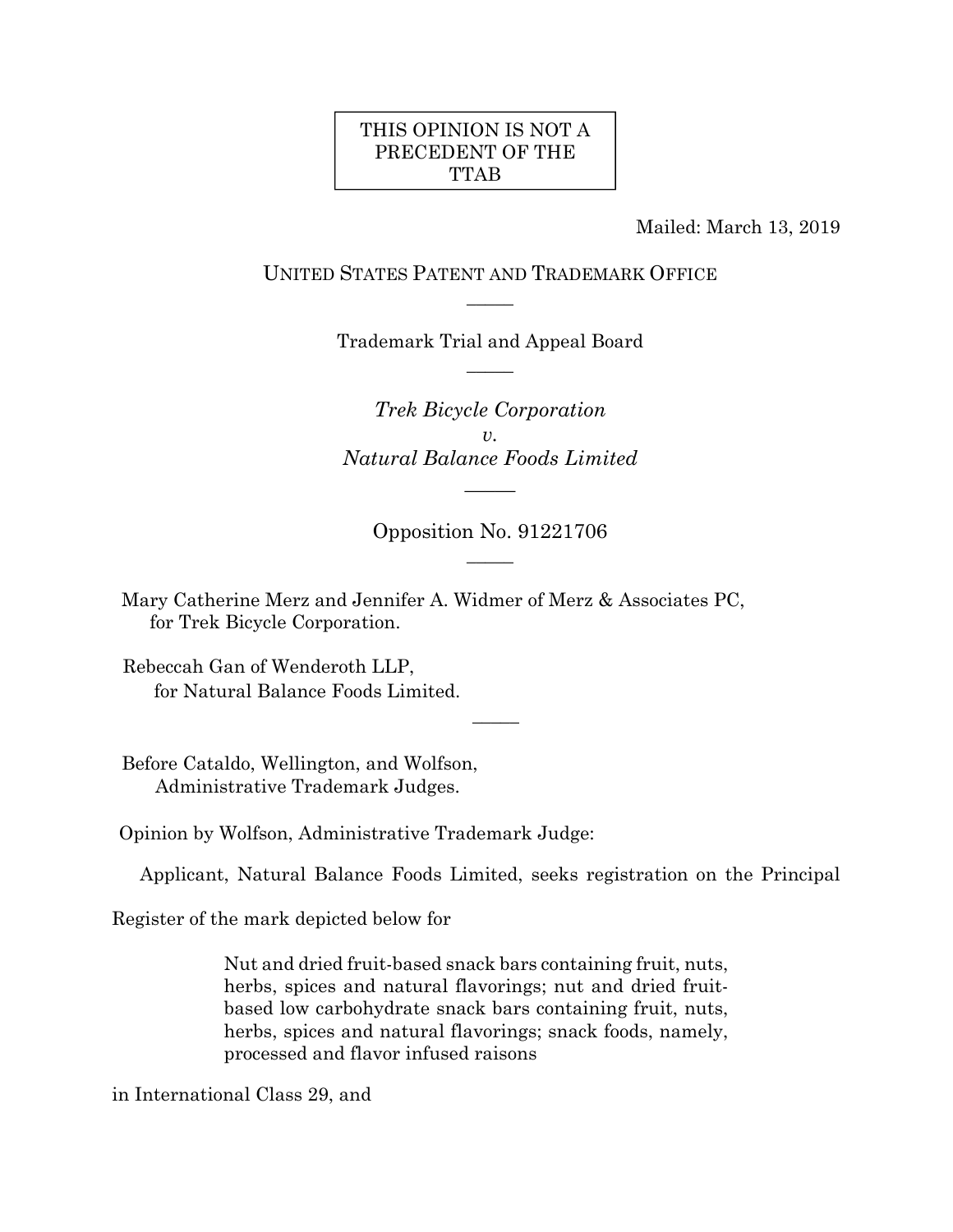THIS OPINION IS NOT A PRECEDENT OF THE TTAB

Mailed: March 13, 2019

UNITED STATES PATENT AND TRADEMARK OFFICE

Trademark Trial and Appeal Board

*Trek Bicycle Corporation*
*v.*
*Natural Balance Foods Limited*

Opposition No. 91221706

Mary Catherine Merz and Jennifer A. Widmer of Merz & Associates PC,
for Trek Bicycle Corporation.

Rebeccah Gan of Wenderoth LLP,
for Natural Balance Foods Limited.

Before Cataldo, Wellington, and Wolfson,
Administrative Trademark Judges.

Opinion by Wolfson, Administrative Trademark Judge:

Applicant, Natural Balance Foods Limited, seeks registration on the Principal Register of the mark depicted below for

> Nut and dried fruit-based snack bars containing fruit, nuts, herbs, spices and natural flavorings; nut and dried fruit-based low carbohydrate snack bars containing fruit, nuts, herbs, spices and natural flavorings; snack foods, namely, processed and flavor infused raisons

in International Class 29, and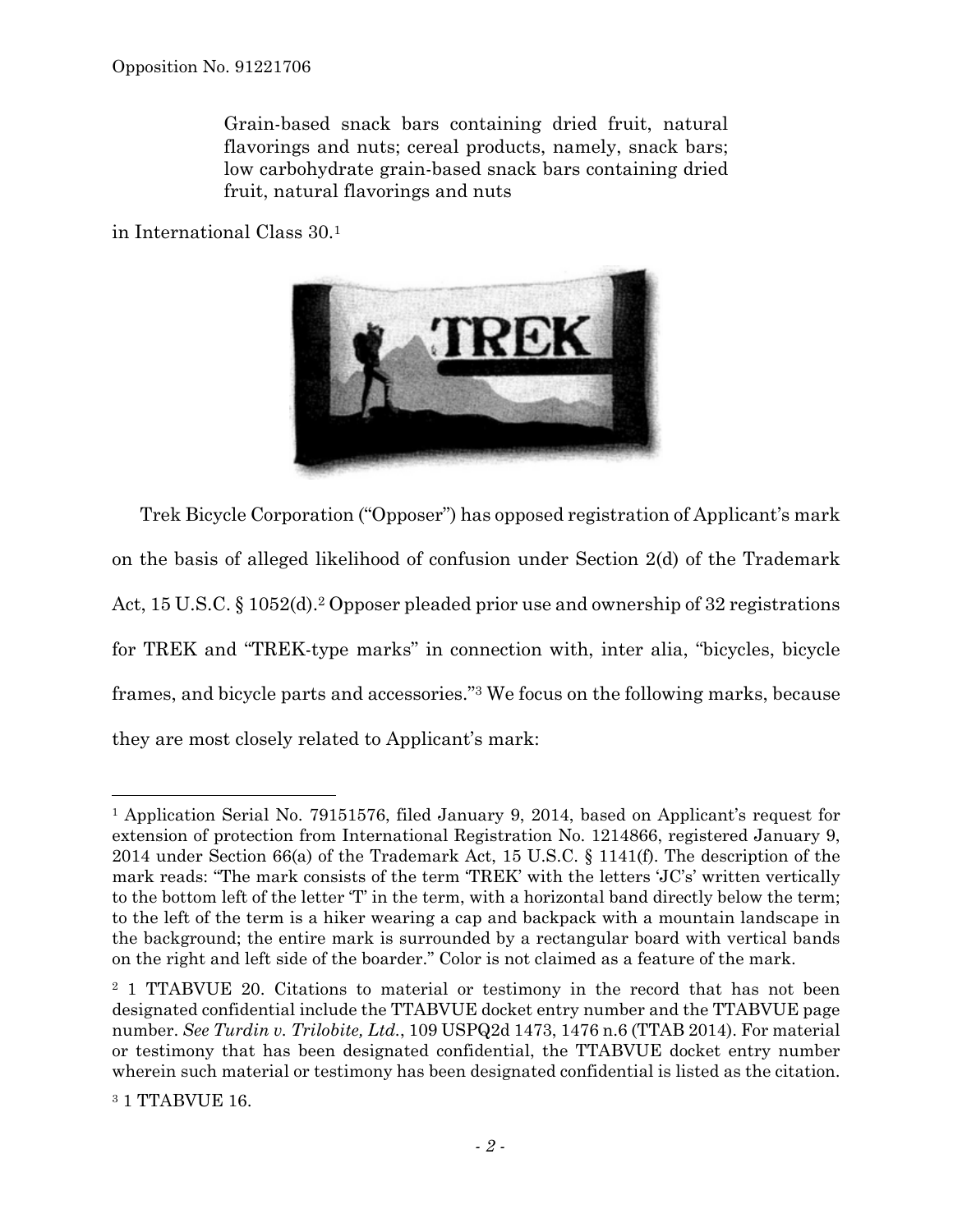Grain-based snack bars containing dried fruit, natural flavorings and nuts; cereal products, namely, snack bars; low carbohydrate grain-based snack bars containing dried fruit, natural flavorings and nuts

in International Class 30.[1]

Trek Bicycle Corporation ("Opposer") has opposed registration of Applicant's mark on the basis of alleged likelihood of confusion under Section 2(d) of the Trademark Act, 15 U.S.C. § 1052(d).[2] Opposer pleaded prior use and ownership of 32 registrations for TREK and "TREK-type marks" in connection with, inter alia, "bicycles, bicycle frames, and bicycle parts and accessories."[3] We focus on the following marks, because they are most closely related to Applicant's mark:

---

[1] Application Serial No. 79151576, filed January 9, 2014, based on Applicant's request for extension of protection from International Registration No. 1214866, registered January 9, 2014 under Section 66(a) of the Trademark Act, 15 U.S.C. § 1141(f). The description of the mark reads: "The mark consists of the term 'TREK' with the letters 'JC's' written vertically to the bottom left of the letter 'T' in the term, with a horizontal band directly below the term; to the left of the term is a hiker wearing a cap and backpack with a mountain landscape in the background; the entire mark is surrounded by a rectangular board with vertical bands on the right and left side of the boarder." Color is not claimed as a feature of the mark.

[2] 1 TTABVUE 20. Citations to material or testimony in the record that has not been designated confidential include the TTABVUE docket entry number and the TTABVUE page number. *See Turdin v. Trilobite, Ltd.*, 109 USPQ2d 1473, 1476 n.6 (TTAB 2014). For material or testimony that has been designated confidential, the TTABVUE docket entry number wherein such material or testimony has been designated confidential is listed as the citation.

[3] 1 TTABVUE 16.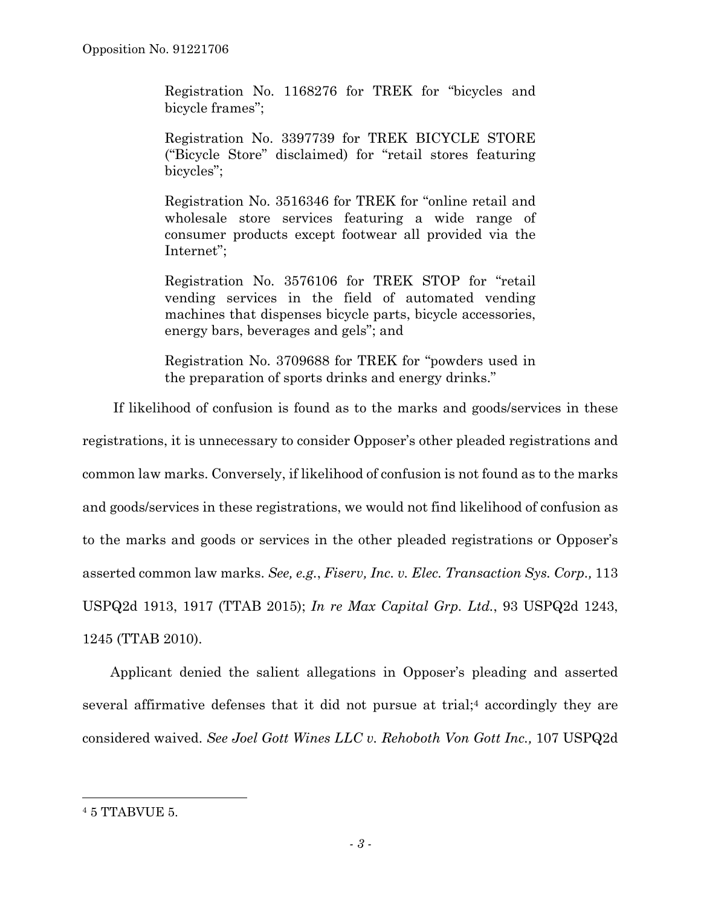Registration No. 1168276 for TREK for "bicycles and bicycle frames";

Registration No. 3397739 for TREK BICYCLE STORE ("Bicycle Store" disclaimed) for "retail stores featuring bicycles";

Registration No. 3516346 for TREK for "online retail and wholesale store services featuring a wide range of consumer products except footwear all provided via the Internet";

Registration No. 3576106 for TREK STOP for "retail vending services in the field of automated vending machines that dispenses bicycle parts, bicycle accessories, energy bars, beverages and gels"; and

Registration No. 3709688 for TREK for "powders used in the preparation of sports drinks and energy drinks."

If likelihood of confusion is found as to the marks and goods/services in these registrations, it is unnecessary to consider Opposer's other pleaded registrations and common law marks. Conversely, if likelihood of confusion is not found as to the marks and goods/services in these registrations, we would not find likelihood of confusion as to the marks and goods or services in the other pleaded registrations or Opposer's asserted common law marks. *See, e.g.*, *Fiserv, Inc. v. Elec. Transaction Sys. Corp.,* 113 USPQ2d 1913, 1917 (TTAB 2015); *In re Max Capital Grp. Ltd.*, 93 USPQ2d 1243, 1245 (TTAB 2010).

Applicant denied the salient allegations in Opposer's pleading and asserted several affirmative defenses that it did not pursue at trial;[4] accordingly they are considered waived. *See Joel Gott Wines LLC v. Rehoboth Von Gott Inc.,* 107 USPQ2d

[4] 5 TTABVUE 5.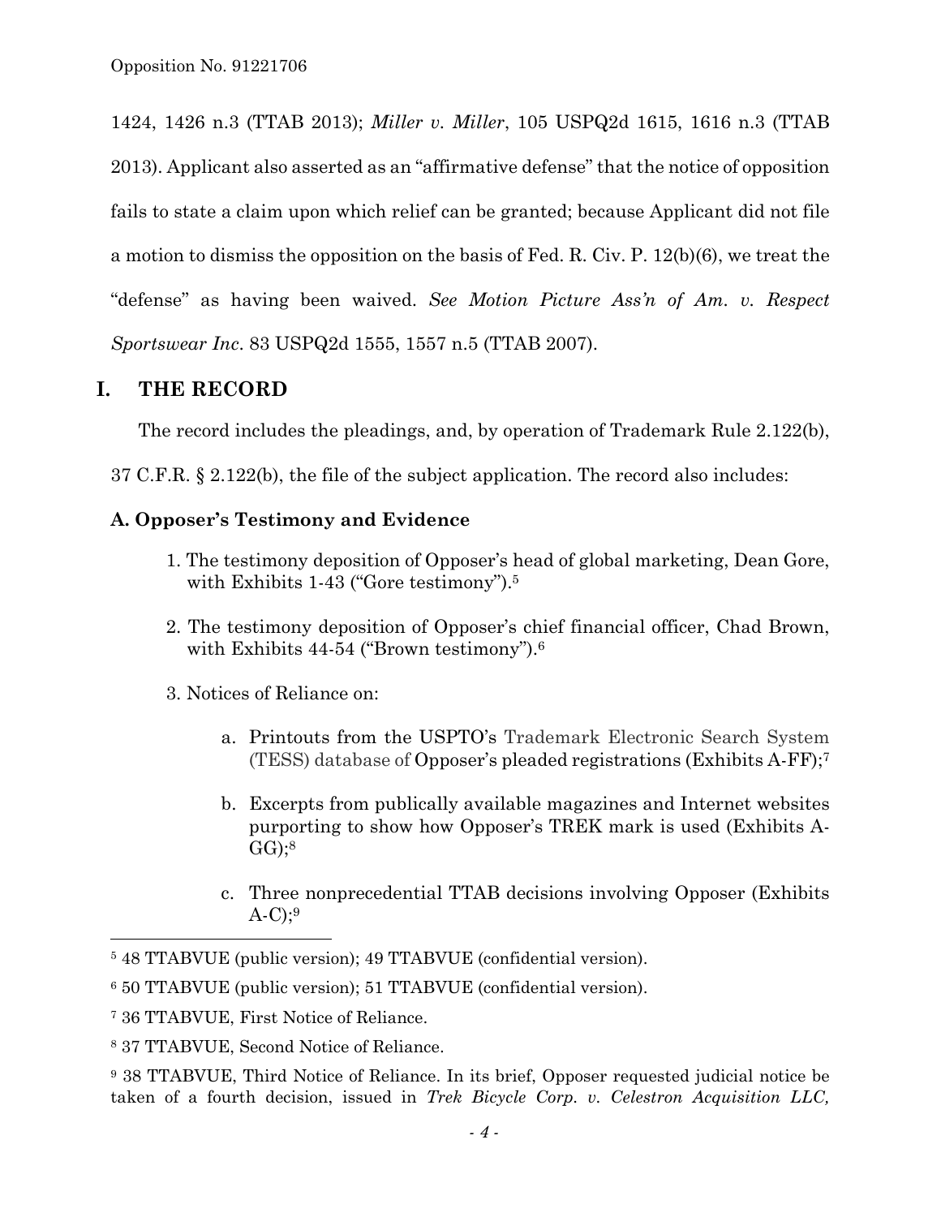1424, 1426 n.3 (TTAB 2013); *Miller v. Miller*, 105 USPQ2d 1615, 1616 n.3 (TTAB 2013). Applicant also asserted as an "affirmative defense" that the notice of opposition fails to state a claim upon which relief can be granted; because Applicant did not file a motion to dismiss the opposition on the basis of Fed. R. Civ. P. 12(b)(6), we treat the "defense" as having been waived. *See Motion Picture Ass'n of Am. v. Respect Sportswear Inc.* 83 USPQ2d 1555, 1557 n.5 (TTAB 2007).

## I. THE RECORD

The record includes the pleadings, and, by operation of Trademark Rule 2.122(b), 37 C.F.R. § 2.122(b), the file of the subject application. The record also includes:

### A. Opposer's Testimony and Evidence

1. The testimony deposition of Opposer's head of global marketing, Dean Gore, with Exhibits 1-43 ("Gore testimony").[5]

2. The testimony deposition of Opposer's chief financial officer, Chad Brown, with Exhibits 44-54 ("Brown testimony").[6]

3. Notices of Reliance on:

   a. Printouts from the USPTO's Trademark Electronic Search System (TESS) database of Opposer's pleaded registrations (Exhibits A-FF);[7]

   b. Excerpts from publically available magazines and Internet websites purporting to show how Opposer's TREK mark is used (Exhibits A-GG);[8]

   c. Three nonprecedential TTAB decisions involving Opposer (Exhibits A-C);[9]

---

[5] 48 TTABVUE (public version); 49 TTABVUE (confidential version).

[6] 50 TTABVUE (public version); 51 TTABVUE (confidential version).

[7] 36 TTABVUE, First Notice of Reliance.

[8] 37 TTABVUE, Second Notice of Reliance.

[9] 38 TTABVUE, Third Notice of Reliance. In its brief, Opposer requested judicial notice be taken of a fourth decision, issued in *Trek Bicycle Corp. v. Celestron Acquisition LLC,*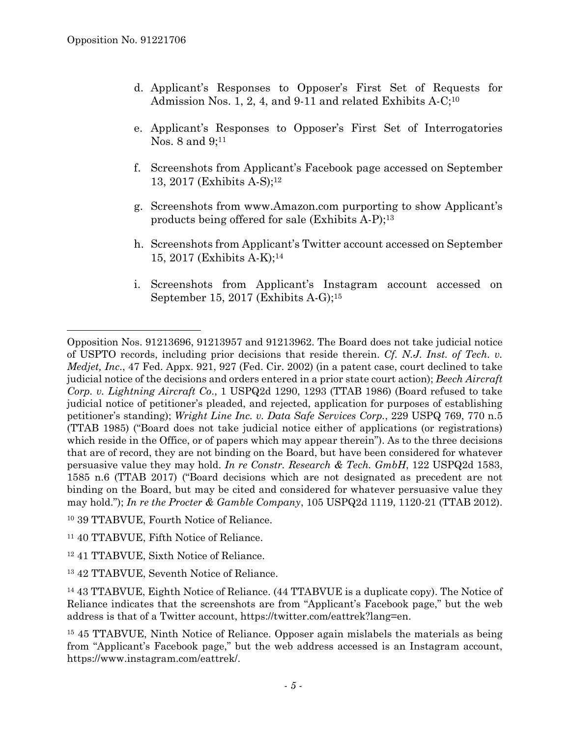d. Applicant's Responses to Opposer's First Set of Requests for Admission Nos. 1, 2, 4, and 9-11 and related Exhibits A-C;[10]

e. Applicant's Responses to Opposer's First Set of Interrogatories Nos. 8 and 9;[11]

f. Screenshots from Applicant's Facebook page accessed on September 13, 2017 (Exhibits A-S);[12]

g. Screenshots from www.Amazon.com purporting to show Applicant's products being offered for sale (Exhibits A-P);[13]

h. Screenshots from Applicant's Twitter account accessed on September 15, 2017 (Exhibits A-K);[14]

i. Screenshots from Applicant's Instagram account accessed on September 15, 2017 (Exhibits A-G);[15]

---

Opposition Nos. 91213696, 91213957 and 91213962. The Board does not take judicial notice of USPTO records, including prior decisions that reside therein. *Cf. N.J. Inst. of Tech. v. Medjet, Inc.*, 47 Fed. Appx. 921, 927 (Fed. Cir. 2002) (in a patent case, court declined to take judicial notice of the decisions and orders entered in a prior state court action); *Beech Aircraft Corp. v. Lightning Aircraft Co.*, 1 USPQ2d 1290, 1293 (TTAB 1986) (Board refused to take judicial notice of petitioner's pleaded, and rejected, application for purposes of establishing petitioner's standing); *Wright Line Inc. v. Data Safe Services Corp.*, 229 USPQ 769, 770 n.5 (TTAB 1985) ("Board does not take judicial notice either of applications (or registrations) which reside in the Office, or of papers which may appear therein"). As to the three decisions that are of record, they are not binding on the Board, but have been considered for whatever persuasive value they may hold. *In re Constr. Research & Tech. GmbH*, 122 USPQ2d 1583, 1585 n.6 (TTAB 2017) ("Board decisions which are not designated as precedent are not binding on the Board, but may be cited and considered for whatever persuasive value they may hold."); *In re the Procter & Gamble Company*, 105 USPQ2d 1119, 1120-21 (TTAB 2012).

[10] 39 TTABVUE, Fourth Notice of Reliance.

[11] 40 TTABVUE, Fifth Notice of Reliance.

[12] 41 TTABVUE, Sixth Notice of Reliance.

[13] 42 TTABVUE, Seventh Notice of Reliance.

[14] 43 TTABVUE, Eighth Notice of Reliance. (44 TTABVUE is a duplicate copy). The Notice of Reliance indicates that the screenshots are from "Applicant's Facebook page," but the web address is that of a Twitter account, https://twitter.com/eattrek?lang=en.

[15] 45 TTABVUE, Ninth Notice of Reliance. Opposer again mislabels the materials as being from "Applicant's Facebook page," but the web address accessed is an Instagram account, https://www.instagram.com/eattrek/.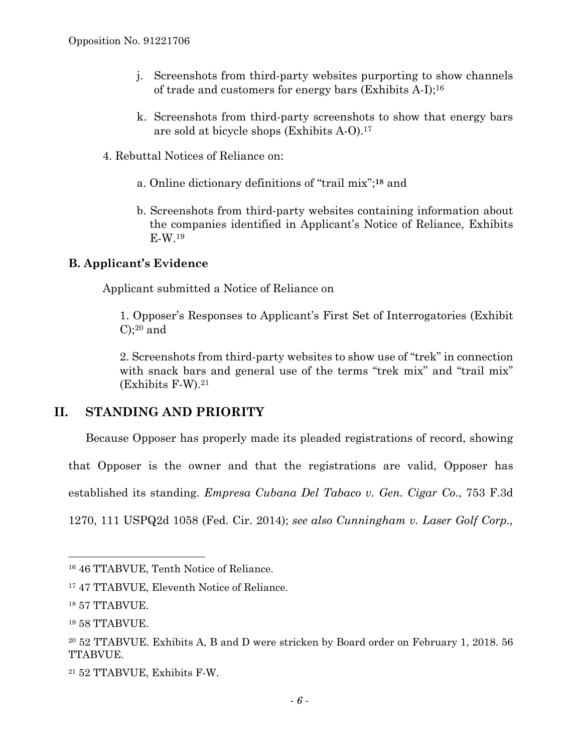j. Screenshots from third-party websites purporting to show channels of trade and customers for energy bars (Exhibits A-I);[16]

k. Screenshots from third-party screenshots to show that energy bars are sold at bicycle shops (Exhibits A-O).[17]

4. Rebuttal Notices of Reliance on:

a. Online dictionary definitions of "trail mix";[18] and

b. Screenshots from third-party websites containing information about the companies identified in Applicant's Notice of Reliance, Exhibits E-W.[19]

**B. Applicant's Evidence**

Applicant submitted a Notice of Reliance on

1. Opposer's Responses to Applicant's First Set of Interrogatories (Exhibit C);[20] and

2. Screenshots from third-party websites to show use of "trek" in connection with snack bars and general use of the terms "trek mix" and "trail mix" (Exhibits F-W).[21]

## II. STANDING AND PRIORITY

Because Opposer has properly made its pleaded registrations of record, showing that Opposer is the owner and that the registrations are valid, Opposer has established its standing. *Empresa Cubana Del Tabaco v. Gen. Cigar Co.*, 753 F.3d 1270, 111 USPQ2d 1058 (Fed. Cir. 2014); *see also Cunningham v. Laser Golf Corp.,*

---

[16] 46 TTABVUE, Tenth Notice of Reliance.

[17] 47 TTABVUE, Eleventh Notice of Reliance.

[18] 57 TTABVUE.

[19] 58 TTABVUE.

[20] 52 TTABVUE. Exhibits A, B and D were stricken by Board order on February 1, 2018. 56 TTABVUE.

[21] 52 TTABVUE, Exhibits F-W.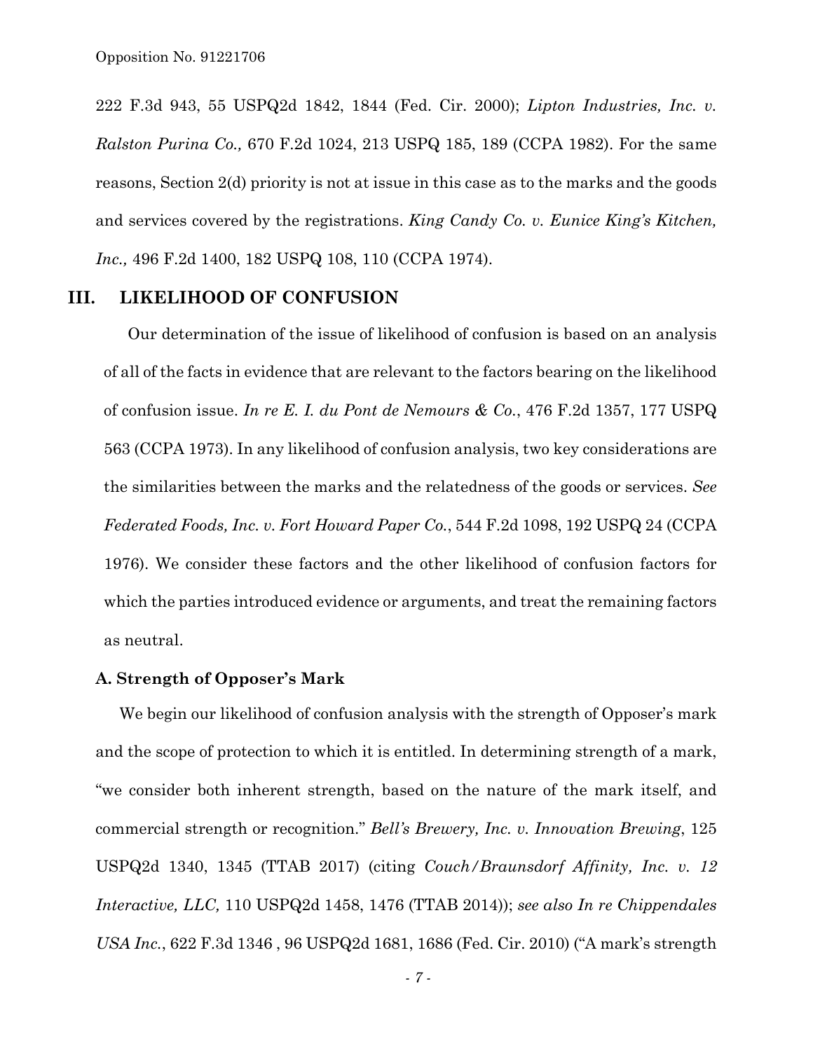222 F.3d 943, 55 USPQ2d 1842, 1844 (Fed. Cir. 2000); *Lipton Industries, Inc. v. Ralston Purina Co.,* 670 F.2d 1024, 213 USPQ 185, 189 (CCPA 1982). For the same reasons, Section 2(d) priority is not at issue in this case as to the marks and the goods and services covered by the registrations. *King Candy Co. v. Eunice King's Kitchen, Inc.,* 496 F.2d 1400, 182 USPQ 108, 110 (CCPA 1974).

## III. LIKELIHOOD OF CONFUSION

Our determination of the issue of likelihood of confusion is based on an analysis of all of the facts in evidence that are relevant to the factors bearing on the likelihood of confusion issue. *In re E. I. du Pont de Nemours & Co.*, 476 F.2d 1357, 177 USPQ 563 (CCPA 1973). In any likelihood of confusion analysis, two key considerations are the similarities between the marks and the relatedness of the goods or services. *See Federated Foods, Inc. v. Fort Howard Paper Co.*, 544 F.2d 1098, 192 USPQ 24 (CCPA 1976). We consider these factors and the other likelihood of confusion factors for which the parties introduced evidence or arguments, and treat the remaining factors as neutral.

### A. Strength of Opposer's Mark

We begin our likelihood of confusion analysis with the strength of Opposer's mark and the scope of protection to which it is entitled. In determining strength of a mark, "we consider both inherent strength, based on the nature of the mark itself, and commercial strength or recognition." *Bell's Brewery, Inc. v. Innovation Brewing*, 125 USPQ2d 1340, 1345 (TTAB 2017) (citing *Couch/Braunsdorf Affinity, Inc. v. 12 Interactive, LLC,* 110 USPQ2d 1458, 1476 (TTAB 2014)); *see also In re Chippendales USA Inc.*, 622 F.3d 1346 , 96 USPQ2d 1681, 1686 (Fed. Cir. 2010) ("A mark's strength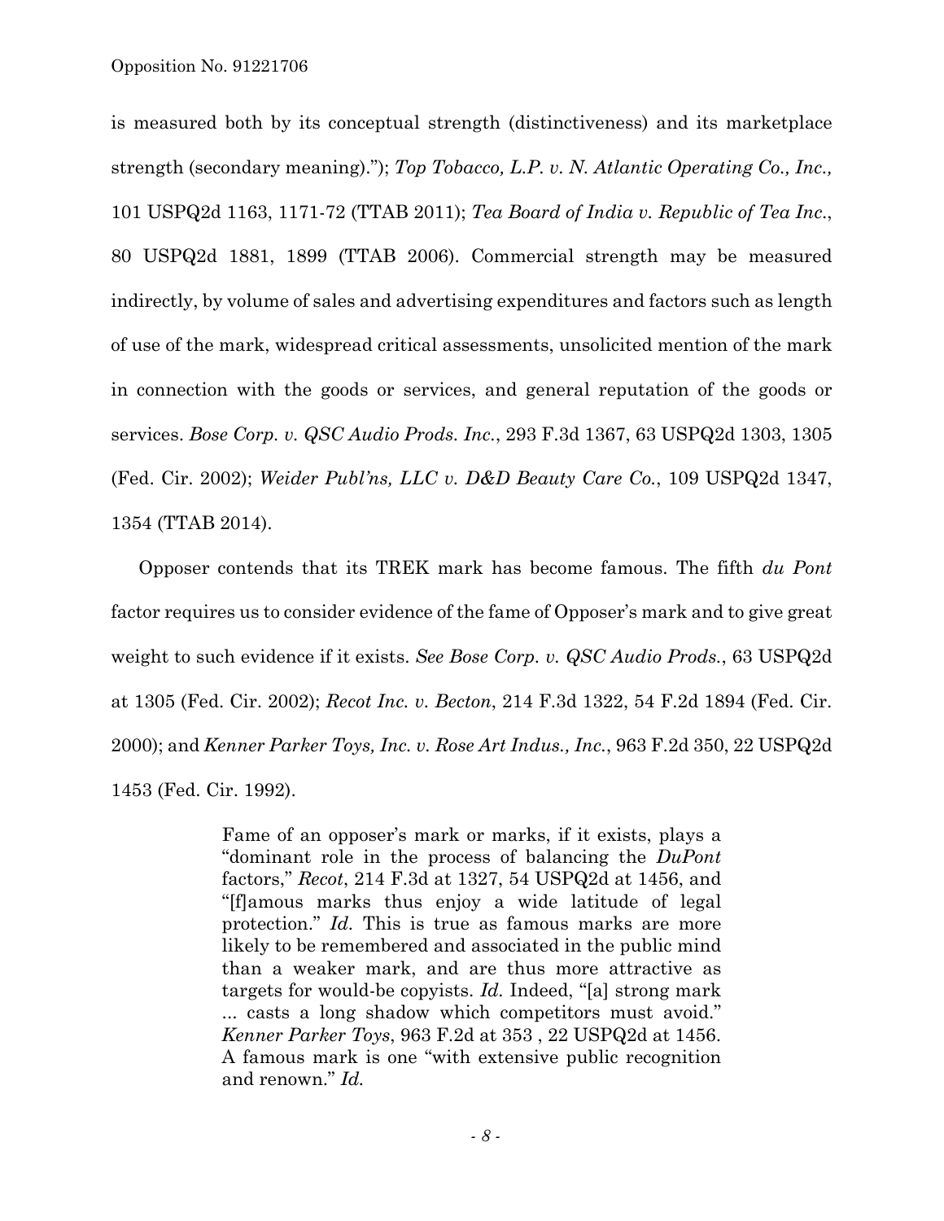is measured both by its conceptual strength (distinctiveness) and its marketplace strength (secondary meaning)."); *Top Tobacco, L.P. v. N. Atlantic Operating Co., Inc.,* 101 USPQ2d 1163, 1171-72 (TTAB 2011); *Tea Board of India v. Republic of Tea Inc.*, 80 USPQ2d 1881, 1899 (TTAB 2006). Commercial strength may be measured indirectly, by volume of sales and advertising expenditures and factors such as length of use of the mark, widespread critical assessments, unsolicited mention of the mark in connection with the goods or services, and general reputation of the goods or services. *Bose Corp. v. QSC Audio Prods. Inc.*, 293 F.3d 1367, 63 USPQ2d 1303, 1305 (Fed. Cir. 2002); *Weider Publ'ns, LLC v. D&D Beauty Care Co.*, 109 USPQ2d 1347, 1354 (TTAB 2014).

Opposer contends that its TREK mark has become famous. The fifth *du Pont* factor requires us to consider evidence of the fame of Opposer's mark and to give great weight to such evidence if it exists. *See Bose Corp. v. QSC Audio Prods.*, 63 USPQ2d at 1305 (Fed. Cir. 2002); *Recot Inc. v. Becton*, 214 F.3d 1322, 54 F.2d 1894 (Fed. Cir. 2000); and *Kenner Parker Toys, Inc. v. Rose Art Indus., Inc.*, 963 F.2d 350, 22 USPQ2d 1453 (Fed. Cir. 1992).

> Fame of an opposer's mark or marks, if it exists, plays a "dominant role in the process of balancing the *DuPont* factors," *Recot*, 214 F.3d at 1327, 54 USPQ2d at 1456, and "[f]amous marks thus enjoy a wide latitude of legal protection." *Id.* This is true as famous marks are more likely to be remembered and associated in the public mind than a weaker mark, and are thus more attractive as targets for would-be copyists. *Id.* Indeed, "[a] strong mark ... casts a long shadow which competitors must avoid." *Kenner Parker Toys*, 963 F.2d at 353 , 22 USPQ2d at 1456. A famous mark is one "with extensive public recognition and renown." *Id.*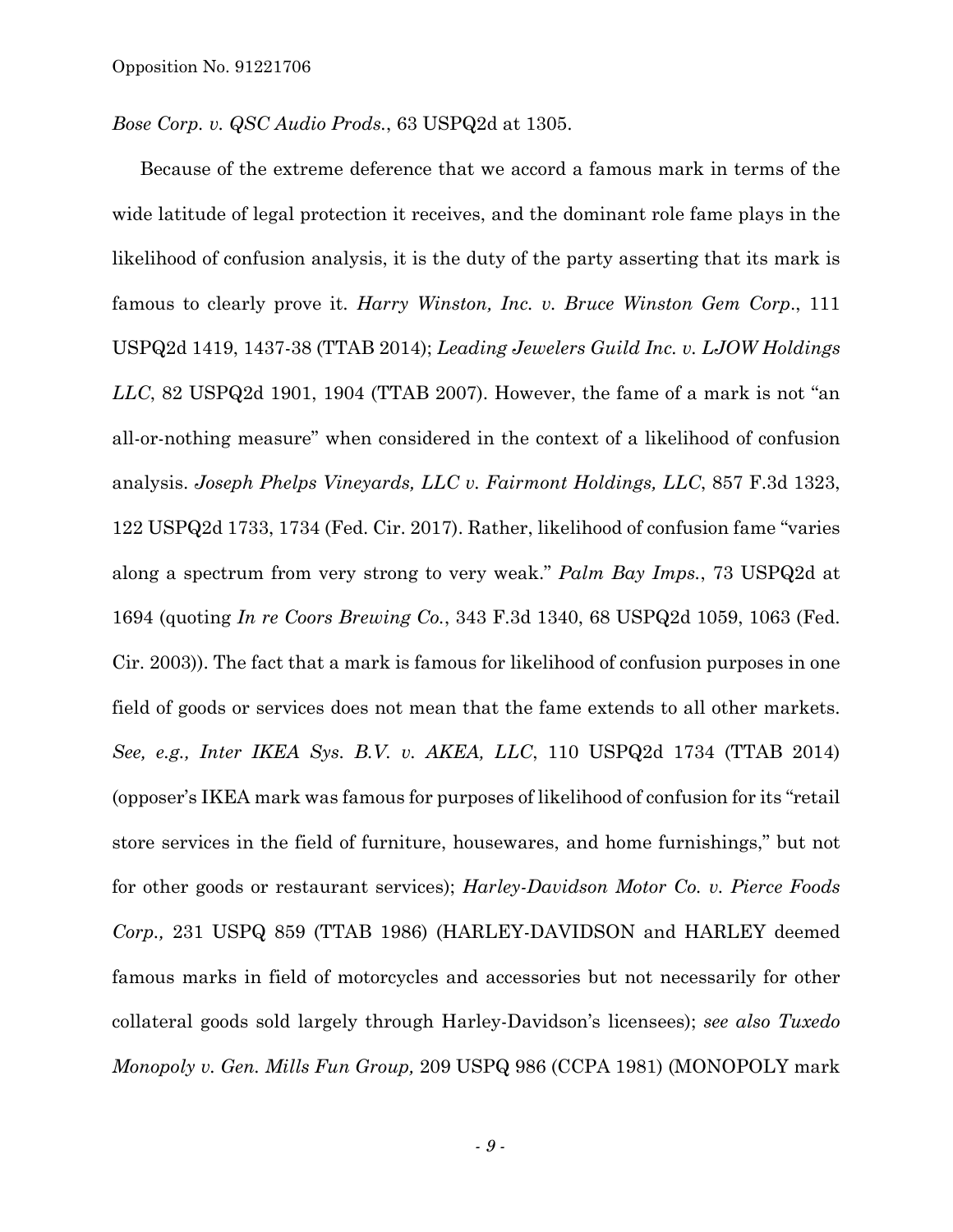*Bose Corp. v. QSC Audio Prods.*, 63 USPQ2d at 1305.

Because of the extreme deference that we accord a famous mark in terms of the wide latitude of legal protection it receives, and the dominant role fame plays in the likelihood of confusion analysis, it is the duty of the party asserting that its mark is famous to clearly prove it. *Harry Winston, Inc. v. Bruce Winston Gem Corp*., 111 USPQ2d 1419, 1437-38 (TTAB 2014); *Leading Jewelers Guild Inc. v. LJOW Holdings LLC*, 82 USPQ2d 1901, 1904 (TTAB 2007). However, the fame of a mark is not "an all-or-nothing measure" when considered in the context of a likelihood of confusion analysis. *Joseph Phelps Vineyards, LLC v. Fairmont Holdings, LLC*, 857 F.3d 1323, 122 USPQ2d 1733, 1734 (Fed. Cir. 2017). Rather, likelihood of confusion fame "varies along a spectrum from very strong to very weak." *Palm Bay Imps.*, 73 USPQ2d at 1694 (quoting *In re Coors Brewing Co.*, 343 F.3d 1340, 68 USPQ2d 1059, 1063 (Fed. Cir. 2003)). The fact that a mark is famous for likelihood of confusion purposes in one field of goods or services does not mean that the fame extends to all other markets. *See, e.g., Inter IKEA Sys. B.V. v. AKEA, LLC*, 110 USPQ2d 1734 (TTAB 2014) (opposer's IKEA mark was famous for purposes of likelihood of confusion for its "retail store services in the field of furniture, housewares, and home furnishings," but not for other goods or restaurant services); *Harley-Davidson Motor Co. v. Pierce Foods Corp.,* 231 USPQ 859 (TTAB 1986) (HARLEY-DAVIDSON and HARLEY deemed famous marks in field of motorcycles and accessories but not necessarily for other collateral goods sold largely through Harley-Davidson's licensees); *see also Tuxedo Monopoly v. Gen. Mills Fun Group,* 209 USPQ 986 (CCPA 1981) (MONOPOLY mark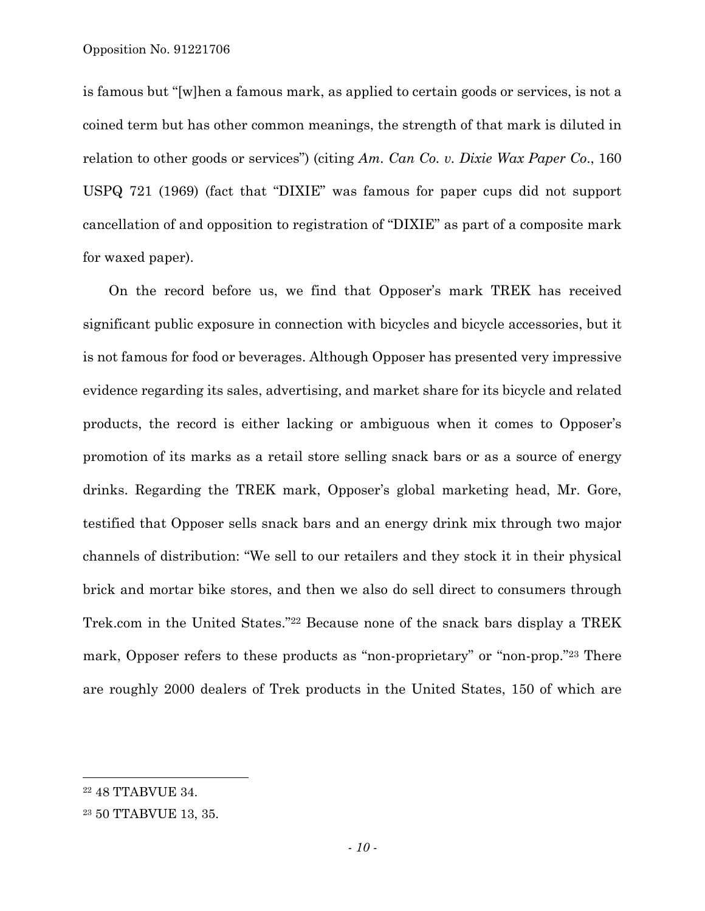is famous but "[w]hen a famous mark, as applied to certain goods or services, is not a coined term but has other common meanings, the strength of that mark is diluted in relation to other goods or services") (citing *Am. Can Co. v. Dixie Wax Paper Co.*, 160 USPQ 721 (1969) (fact that "DIXIE" was famous for paper cups did not support cancellation of and opposition to registration of "DIXIE" as part of a composite mark for waxed paper).

On the record before us, we find that Opposer's mark TREK has received significant public exposure in connection with bicycles and bicycle accessories, but it is not famous for food or beverages. Although Opposer has presented very impressive evidence regarding its sales, advertising, and market share for its bicycle and related products, the record is either lacking or ambiguous when it comes to Opposer's promotion of its marks as a retail store selling snack bars or as a source of energy drinks. Regarding the TREK mark, Opposer's global marketing head, Mr. Gore, testified that Opposer sells snack bars and an energy drink mix through two major channels of distribution: "We sell to our retailers and they stock it in their physical brick and mortar bike stores, and then we also do sell direct to consumers through Trek.com in the United States."[22] Because none of the snack bars display a TREK mark, Opposer refers to these products as "non-proprietary" or "non-prop."[23] There are roughly 2000 dealers of Trek products in the United States, 150 of which are

---

[22] 48 TTABVUE 34.

[23] 50 TTABVUE 13, 35.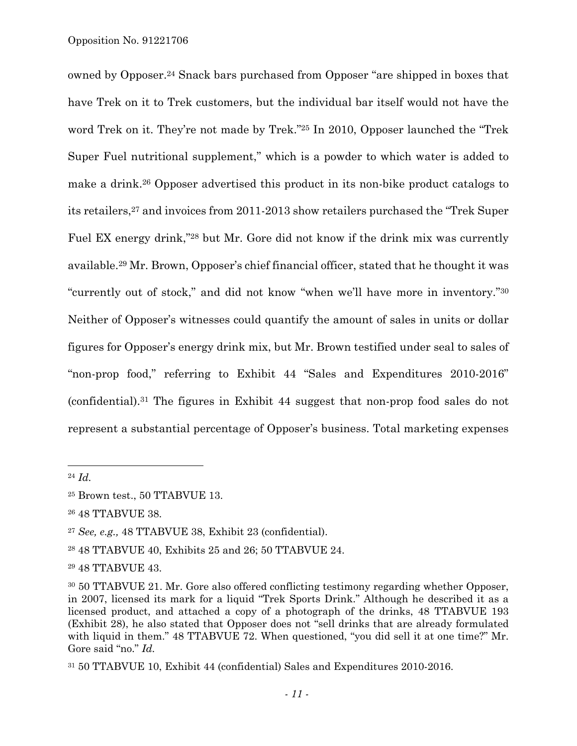owned by Opposer.[24] Snack bars purchased from Opposer "are shipped in boxes that have Trek on it to Trek customers, but the individual bar itself would not have the word Trek on it. They're not made by Trek."[25] In 2010, Opposer launched the "Trek Super Fuel nutritional supplement," which is a powder to which water is added to make a drink.[26] Opposer advertised this product in its non-bike product catalogs to its retailers,[27] and invoices from 2011-2013 show retailers purchased the "Trek Super Fuel EX energy drink,"[28] but Mr. Gore did not know if the drink mix was currently available.[29] Mr. Brown, Opposer's chief financial officer, stated that he thought it was "currently out of stock," and did not know "when we'll have more in inventory."[30] Neither of Opposer's witnesses could quantify the amount of sales in units or dollar figures for Opposer's energy drink mix, but Mr. Brown testified under seal to sales of "non-prop food," referring to Exhibit 44 "Sales and Expenditures 2010-2016" (confidential).[31] The figures in Exhibit 44 suggest that non-prop food sales do not represent a substantial percentage of Opposer's business. Total marketing expenses

---

[24] *Id.*

[25] Brown test., 50 TTABVUE 13.

[26] 48 TTABVUE 38.

[27] *See, e.g.,* 48 TTABVUE 38, Exhibit 23 (confidential).

[28] 48 TTABVUE 40, Exhibits 25 and 26; 50 TTABVUE 24.

[29] 48 TTABVUE 43.

[30] 50 TTABVUE 21. Mr. Gore also offered conflicting testimony regarding whether Opposer, in 2007, licensed its mark for a liquid "Trek Sports Drink." Although he described it as a licensed product, and attached a copy of a photograph of the drinks, 48 TTABVUE 193 (Exhibit 28), he also stated that Opposer does not "sell drinks that are already formulated with liquid in them." 48 TTABVUE 72. When questioned, "you did sell it at one time?" Mr. Gore said "no." *Id.*

[31] 50 TTABVUE 10, Exhibit 44 (confidential) Sales and Expenditures 2010-2016.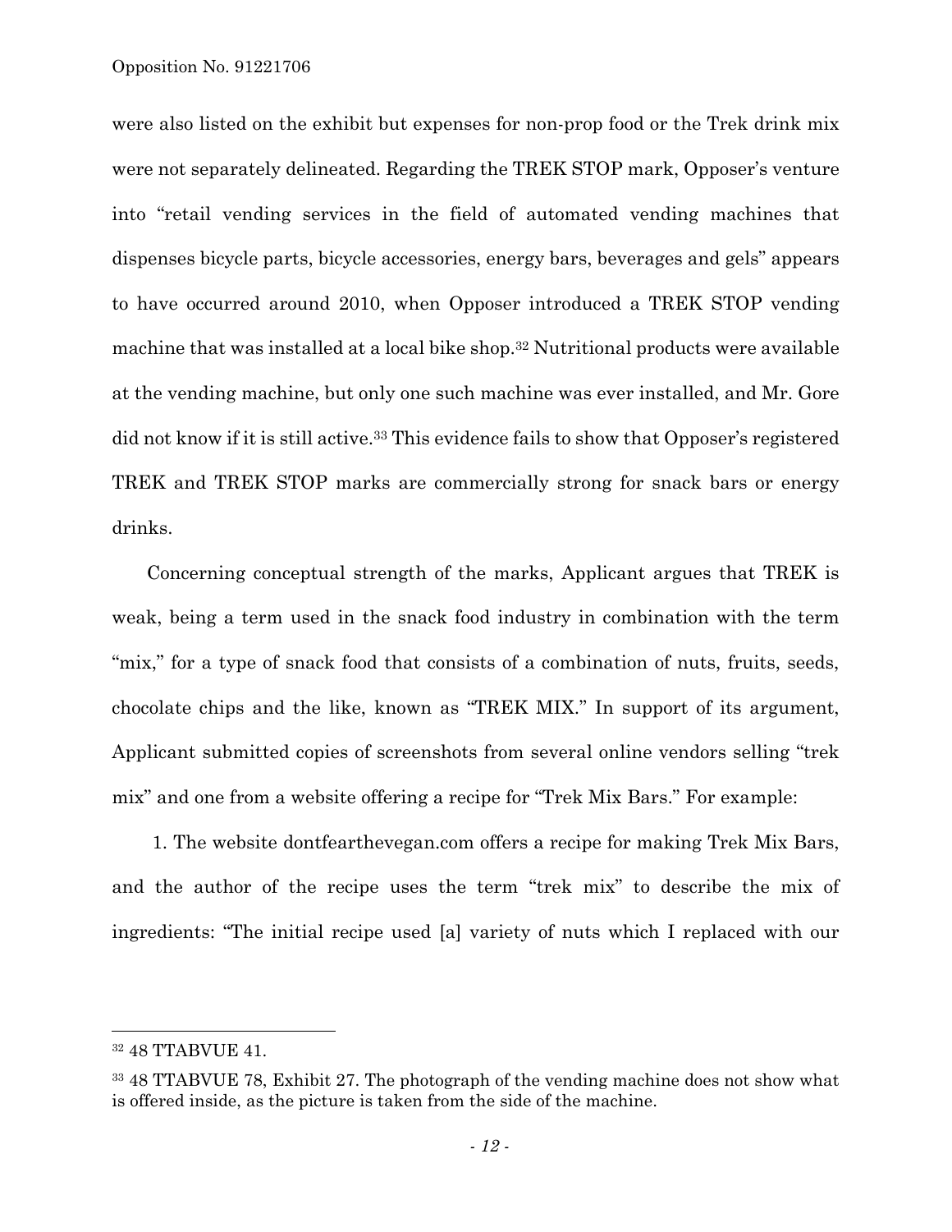were also listed on the exhibit but expenses for non-prop food or the Trek drink mix were not separately delineated. Regarding the TREK STOP mark, Opposer's venture into "retail vending services in the field of automated vending machines that dispenses bicycle parts, bicycle accessories, energy bars, beverages and gels" appears to have occurred around 2010, when Opposer introduced a TREK STOP vending machine that was installed at a local bike shop.[32] Nutritional products were available at the vending machine, but only one such machine was ever installed, and Mr. Gore did not know if it is still active.[33] This evidence fails to show that Opposer's registered TREK and TREK STOP marks are commercially strong for snack bars or energy drinks.

Concerning conceptual strength of the marks, Applicant argues that TREK is weak, being a term used in the snack food industry in combination with the term "mix," for a type of snack food that consists of a combination of nuts, fruits, seeds, chocolate chips and the like, known as "TREK MIX." In support of its argument, Applicant submitted copies of screenshots from several online vendors selling "trek mix" and one from a website offering a recipe for "Trek Mix Bars." For example:

1. The website dontfearthevegan.com offers a recipe for making Trek Mix Bars, and the author of the recipe uses the term "trek mix" to describe the mix of ingredients: "The initial recipe used [a] variety of nuts which I replaced with our

---

[32] 48 TTABVUE 41.

[33] 48 TTABVUE 78, Exhibit 27. The photograph of the vending machine does not show what is offered inside, as the picture is taken from the side of the machine.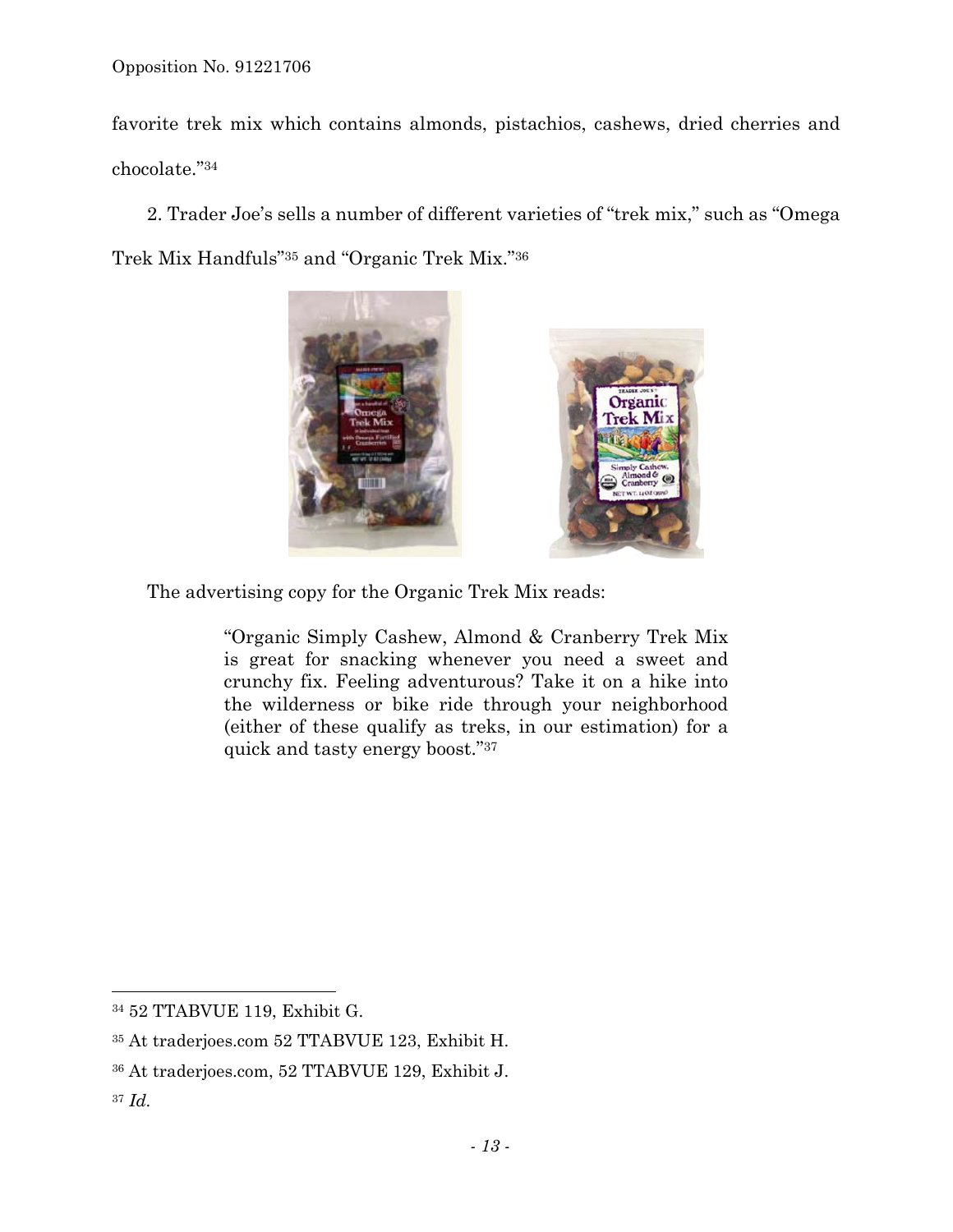favorite trek mix which contains almonds, pistachios, cashews, dried cherries and chocolate."[34]

2. Trader Joe's sells a number of different varieties of "trek mix," such as "Omega Trek Mix Handfuls"[35] and "Organic Trek Mix."[36]

The advertising copy for the Organic Trek Mix reads:

> "Organic Simply Cashew, Almond & Cranberry Trek Mix is great for snacking whenever you need a sweet and crunchy fix. Feeling adventurous? Take it on a hike into the wilderness or bike ride through your neighborhood (either of these qualify as treks, in our estimation) for a quick and tasty energy boost."[37]

---

[34] 52 TTABVUE 119, Exhibit G.

[35] At traderjoes.com 52 TTABVUE 123, Exhibit H.

[36] At traderjoes.com, 52 TTABVUE 129, Exhibit J.

[37] *Id.*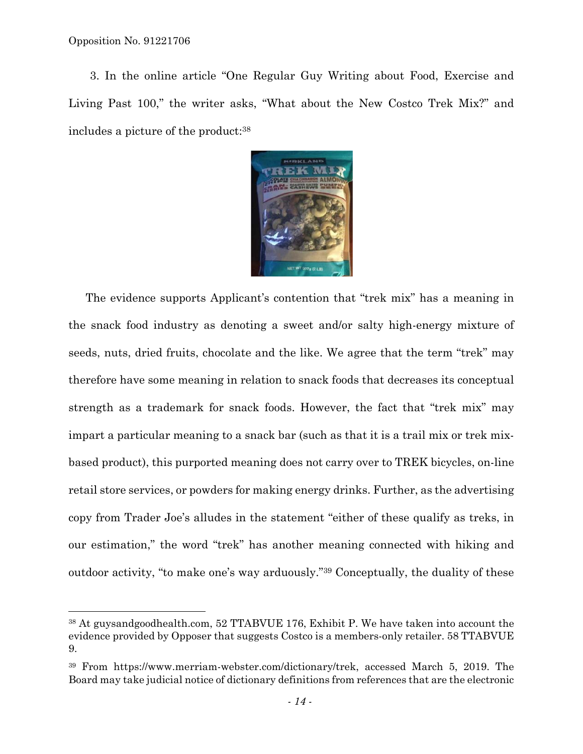3. In the online article "One Regular Guy Writing about Food, Exercise and Living Past 100," the writer asks, "What about the New Costco Trek Mix?" and includes a picture of the product:[38]

The evidence supports Applicant's contention that "trek mix" has a meaning in the snack food industry as denoting a sweet and/or salty high-energy mixture of seeds, nuts, dried fruits, chocolate and the like. We agree that the term "trek" may therefore have some meaning in relation to snack foods that decreases its conceptual strength as a trademark for snack foods. However, the fact that "trek mix" may impart a particular meaning to a snack bar (such as that it is a trail mix or trek mix-based product), this purported meaning does not carry over to TREK bicycles, on-line retail store services, or powders for making energy drinks. Further, as the advertising copy from Trader Joe's alludes in the statement "either of these qualify as treks, in our estimation," the word "trek" has another meaning connected with hiking and outdoor activity, "to make one's way arduously."[39] Conceptually, the duality of these

---

[38] At guysandgoodhealth.com, 52 TTABVUE 176, Exhibit P. We have taken into account the evidence provided by Opposer that suggests Costco is a members-only retailer. 58 TTABVUE 9.

[39] From https://www.merriam-webster.com/dictionary/trek, accessed March 5, 2019. The Board may take judicial notice of dictionary definitions from references that are the electronic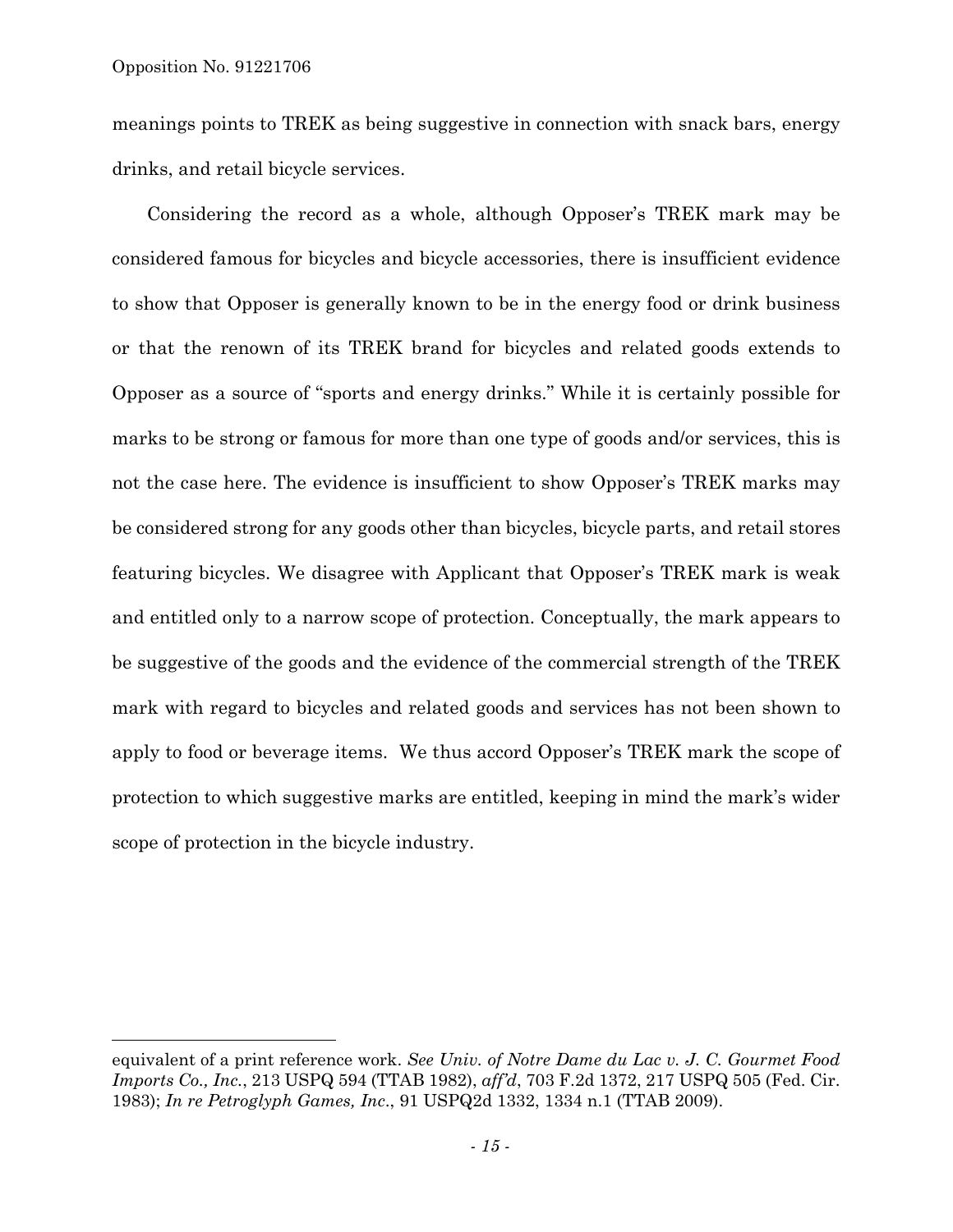meanings points to TREK as being suggestive in connection with snack bars, energy drinks, and retail bicycle services.

Considering the record as a whole, although Opposer's TREK mark may be considered famous for bicycles and bicycle accessories, there is insufficient evidence to show that Opposer is generally known to be in the energy food or drink business or that the renown of its TREK brand for bicycles and related goods extends to Opposer as a source of "sports and energy drinks." While it is certainly possible for marks to be strong or famous for more than one type of goods and/or services, this is not the case here. The evidence is insufficient to show Opposer's TREK marks may be considered strong for any goods other than bicycles, bicycle parts, and retail stores featuring bicycles. We disagree with Applicant that Opposer's TREK mark is weak and entitled only to a narrow scope of protection. Conceptually, the mark appears to be suggestive of the goods and the evidence of the commercial strength of the TREK mark with regard to bicycles and related goods and services has not been shown to apply to food or beverage items. We thus accord Opposer's TREK mark the scope of protection to which suggestive marks are entitled, keeping in mind the mark's wider scope of protection in the bicycle industry.

---

equivalent of a print reference work. *See Univ. of Notre Dame du Lac v. J. C. Gourmet Food Imports Co., Inc.*, 213 USPQ 594 (TTAB 1982), *aff'd*, 703 F.2d 1372, 217 USPQ 505 (Fed. Cir. 1983); *In re Petroglyph Games, Inc.*, 91 USPQ2d 1332, 1334 n.1 (TTAB 2009).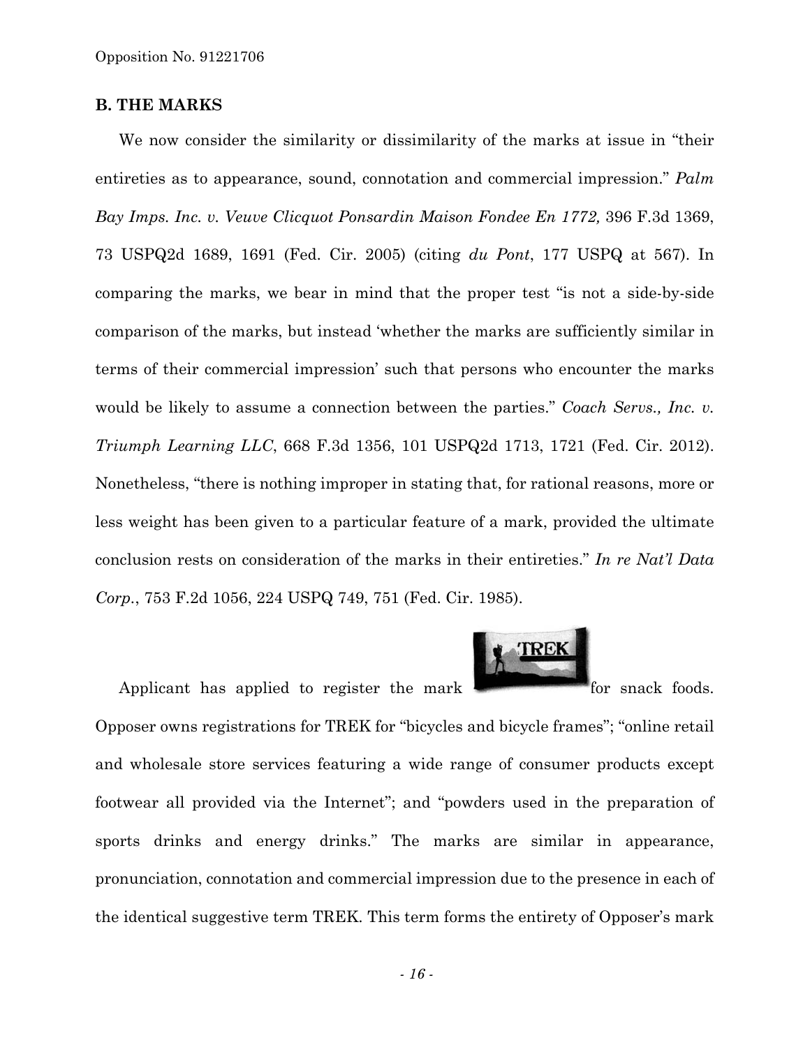## B. THE MARKS

We now consider the similarity or dissimilarity of the marks at issue in "their entireties as to appearance, sound, connotation and commercial impression." *Palm Bay Imps. Inc. v. Veuve Clicquot Ponsardin Maison Fondee En 1772,* 396 F.3d 1369, 73 USPQ2d 1689, 1691 (Fed. Cir. 2005) (citing *du Pont*, 177 USPQ at 567). In comparing the marks, we bear in mind that the proper test "is not a side-by-side comparison of the marks, but instead 'whether the marks are sufficiently similar in terms of their commercial impression' such that persons who encounter the marks would be likely to assume a connection between the parties." *Coach Servs., Inc. v. Triumph Learning LLC*, 668 F.3d 1356, 101 USPQ2d 1713, 1721 (Fed. Cir. 2012). Nonetheless, "there is nothing improper in stating that, for rational reasons, more or less weight has been given to a particular feature of a mark, provided the ultimate conclusion rests on consideration of the marks in their entireties." *In re Nat'l Data Corp.*, 753 F.2d 1056, 224 USPQ 749, 751 (Fed. Cir. 1985).

Applicant has applied to register the mark TREK for snack foods. Opposer owns registrations for TREK for "bicycles and bicycle frames"; "online retail and wholesale store services featuring a wide range of consumer products except footwear all provided via the Internet"; and "powders used in the preparation of sports drinks and energy drinks." The marks are similar in appearance, pronunciation, connotation and commercial impression due to the presence in each of the identical suggestive term TREK. This term forms the entirety of Opposer's mark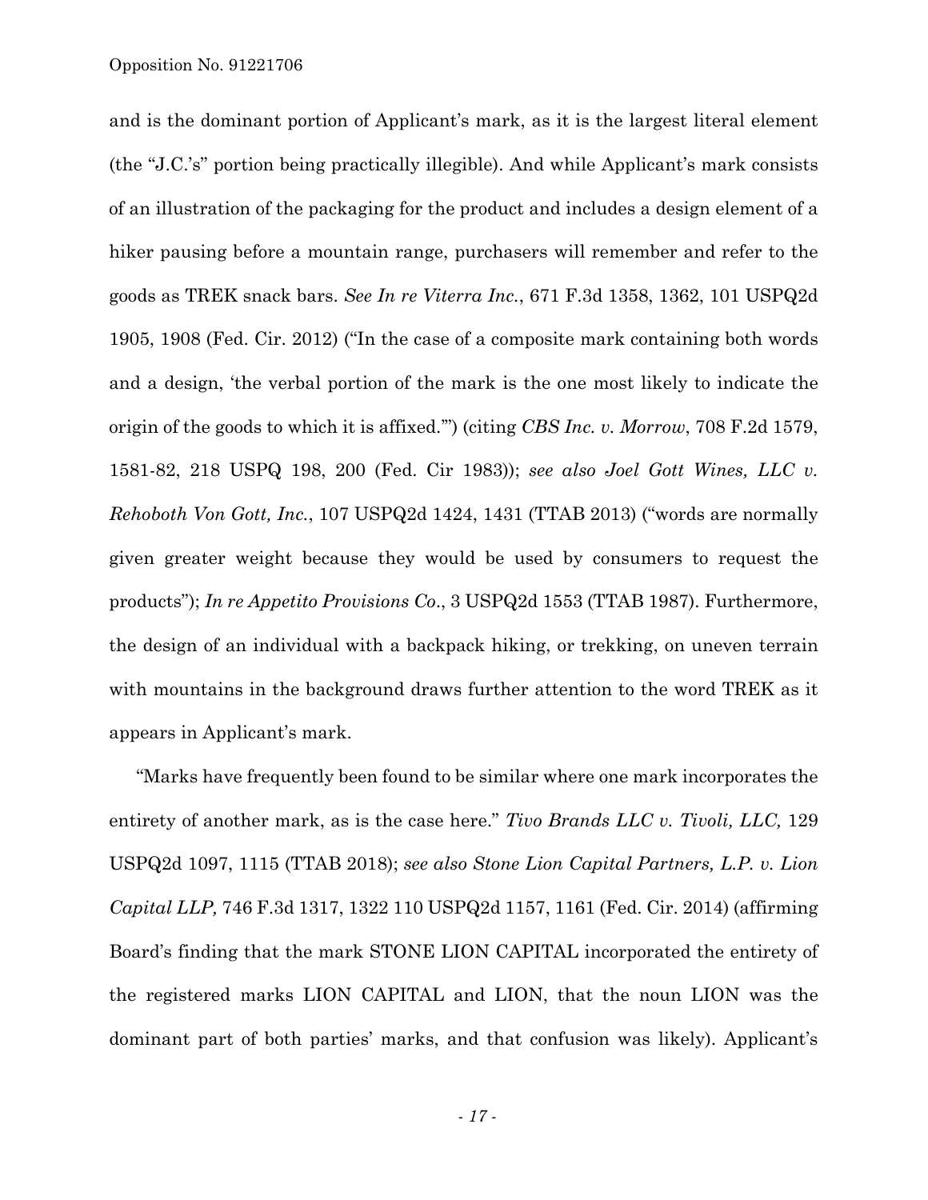and is the dominant portion of Applicant's mark, as it is the largest literal element (the "J.C.'s" portion being practically illegible). And while Applicant's mark consists of an illustration of the packaging for the product and includes a design element of a hiker pausing before a mountain range, purchasers will remember and refer to the goods as TREK snack bars. *See In re Viterra Inc.*, 671 F.3d 1358, 1362, 101 USPQ2d 1905, 1908 (Fed. Cir. 2012) ("In the case of a composite mark containing both words and a design, 'the verbal portion of the mark is the one most likely to indicate the origin of the goods to which it is affixed.'") (citing *CBS Inc. v. Morrow*, 708 F.2d 1579, 1581-82, 218 USPQ 198, 200 (Fed. Cir 1983)); *see also Joel Gott Wines, LLC v. Rehoboth Von Gott, Inc.*, 107 USPQ2d 1424, 1431 (TTAB 2013) ("words are normally given greater weight because they would be used by consumers to request the products"); *In re Appetito Provisions Co*., 3 USPQ2d 1553 (TTAB 1987). Furthermore, the design of an individual with a backpack hiking, or trekking, on uneven terrain with mountains in the background draws further attention to the word TREK as it appears in Applicant's mark.

"Marks have frequently been found to be similar where one mark incorporates the entirety of another mark, as is the case here." *Tivo Brands LLC v. Tivoli, LLC,* 129 USPQ2d 1097, 1115 (TTAB 2018); *see also Stone Lion Capital Partners, L.P. v. Lion Capital LLP,* 746 F.3d 1317, 1322 110 USPQ2d 1157, 1161 (Fed. Cir. 2014) (affirming Board's finding that the mark STONE LION CAPITAL incorporated the entirety of the registered marks LION CAPITAL and LION, that the noun LION was the dominant part of both parties' marks, and that confusion was likely). Applicant's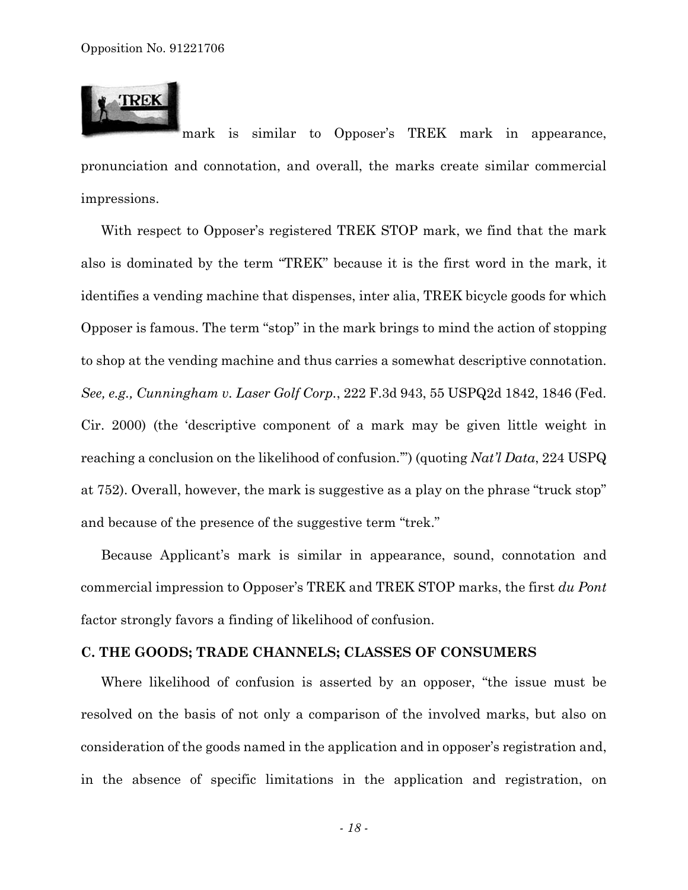mark is similar to Opposer's TREK mark in appearance, pronunciation and connotation, and overall, the marks create similar commercial impressions.

With respect to Opposer's registered TREK STOP mark, we find that the mark also is dominated by the term "TREK" because it is the first word in the mark, it identifies a vending machine that dispenses, inter alia, TREK bicycle goods for which Opposer is famous. The term "stop" in the mark brings to mind the action of stopping to shop at the vending machine and thus carries a somewhat descriptive connotation. *See, e.g., Cunningham v. Laser Golf Corp.*, 222 F.3d 943, 55 USPQ2d 1842, 1846 (Fed. Cir. 2000) (the 'descriptive component of a mark may be given little weight in reaching a conclusion on the likelihood of confusion.'") (quoting *Nat'l Data*, 224 USPQ at 752). Overall, however, the mark is suggestive as a play on the phrase "truck stop" and because of the presence of the suggestive term "trek."

Because Applicant's mark is similar in appearance, sound, connotation and commercial impression to Opposer's TREK and TREK STOP marks, the first *du Pont* factor strongly favors a finding of likelihood of confusion.

### C. THE GOODS; TRADE CHANNELS; CLASSES OF CONSUMERS

Where likelihood of confusion is asserted by an opposer, "the issue must be resolved on the basis of not only a comparison of the involved marks, but also on consideration of the goods named in the application and in opposer's registration and, in the absence of specific limitations in the application and registration, on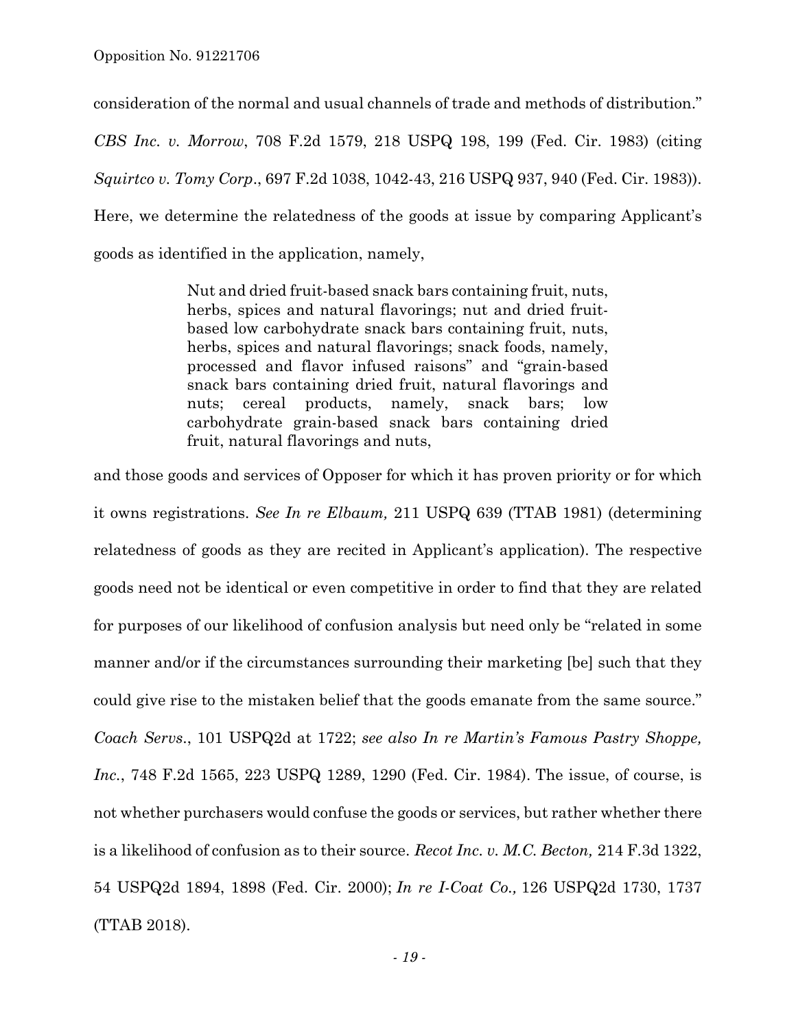consideration of the normal and usual channels of trade and methods of distribution." *CBS Inc. v. Morrow*, 708 F.2d 1579, 218 USPQ 198, 199 (Fed. Cir. 1983) (citing *Squirtco v. Tomy Corp*., 697 F.2d 1038, 1042-43, 216 USPQ 937, 940 (Fed. Cir. 1983)). Here, we determine the relatedness of the goods at issue by comparing Applicant's goods as identified in the application, namely,

> Nut and dried fruit-based snack bars containing fruit, nuts, herbs, spices and natural flavorings; nut and dried fruit-based low carbohydrate snack bars containing fruit, nuts, herbs, spices and natural flavorings; snack foods, namely, processed and flavor infused raisons" and "grain-based snack bars containing dried fruit, natural flavorings and nuts; cereal products, namely, snack bars; low carbohydrate grain-based snack bars containing dried fruit, natural flavorings and nuts,

and those goods and services of Opposer for which it has proven priority or for which it owns registrations. *See In re Elbaum,* 211 USPQ 639 (TTAB 1981) (determining relatedness of goods as they are recited in Applicant's application). The respective goods need not be identical or even competitive in order to find that they are related for purposes of our likelihood of confusion analysis but need only be "related in some manner and/or if the circumstances surrounding their marketing [be] such that they could give rise to the mistaken belief that the goods emanate from the same source." *Coach Servs*., 101 USPQ2d at 1722; *see also In re Martin's Famous Pastry Shoppe, Inc.*, 748 F.2d 1565, 223 USPQ 1289, 1290 (Fed. Cir. 1984). The issue, of course, is not whether purchasers would confuse the goods or services, but rather whether there is a likelihood of confusion as to their source. *Recot Inc. v. M.C. Becton,* 214 F.3d 1322, 54 USPQ2d 1894, 1898 (Fed. Cir. 2000); *In re I-Coat Co.,* 126 USPQ2d 1730, 1737 (TTAB 2018).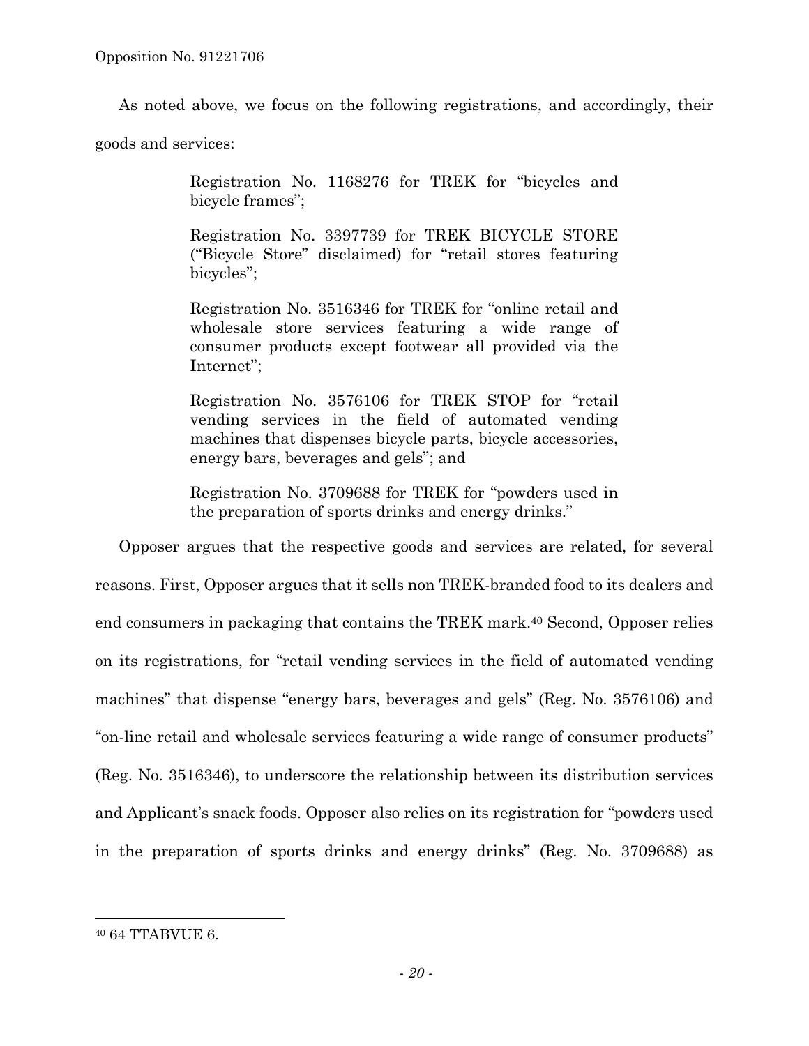As noted above, we focus on the following registrations, and accordingly, their goods and services:

> Registration No. 1168276 for TREK for "bicycles and bicycle frames";
>
> Registration No. 3397739 for TREK BICYCLE STORE ("Bicycle Store" disclaimed) for "retail stores featuring bicycles";
>
> Registration No. 3516346 for TREK for "online retail and wholesale store services featuring a wide range of consumer products except footwear all provided via the Internet";
>
> Registration No. 3576106 for TREK STOP for "retail vending services in the field of automated vending machines that dispenses bicycle parts, bicycle accessories, energy bars, beverages and gels"; and
>
> Registration No. 3709688 for TREK for "powders used in the preparation of sports drinks and energy drinks."

Opposer argues that the respective goods and services are related, for several reasons. First, Opposer argues that it sells non TREK-branded food to its dealers and end consumers in packaging that contains the TREK mark.[40] Second, Opposer relies on its registrations, for "retail vending services in the field of automated vending machines" that dispense "energy bars, beverages and gels" (Reg. No. 3576106) and "on-line retail and wholesale services featuring a wide range of consumer products" (Reg. No. 3516346), to underscore the relationship between its distribution services and Applicant's snack foods. Opposer also relies on its registration for "powders used in the preparation of sports drinks and energy drinks" (Reg. No. 3709688) as

---

[40] 64 TTABVUE 6.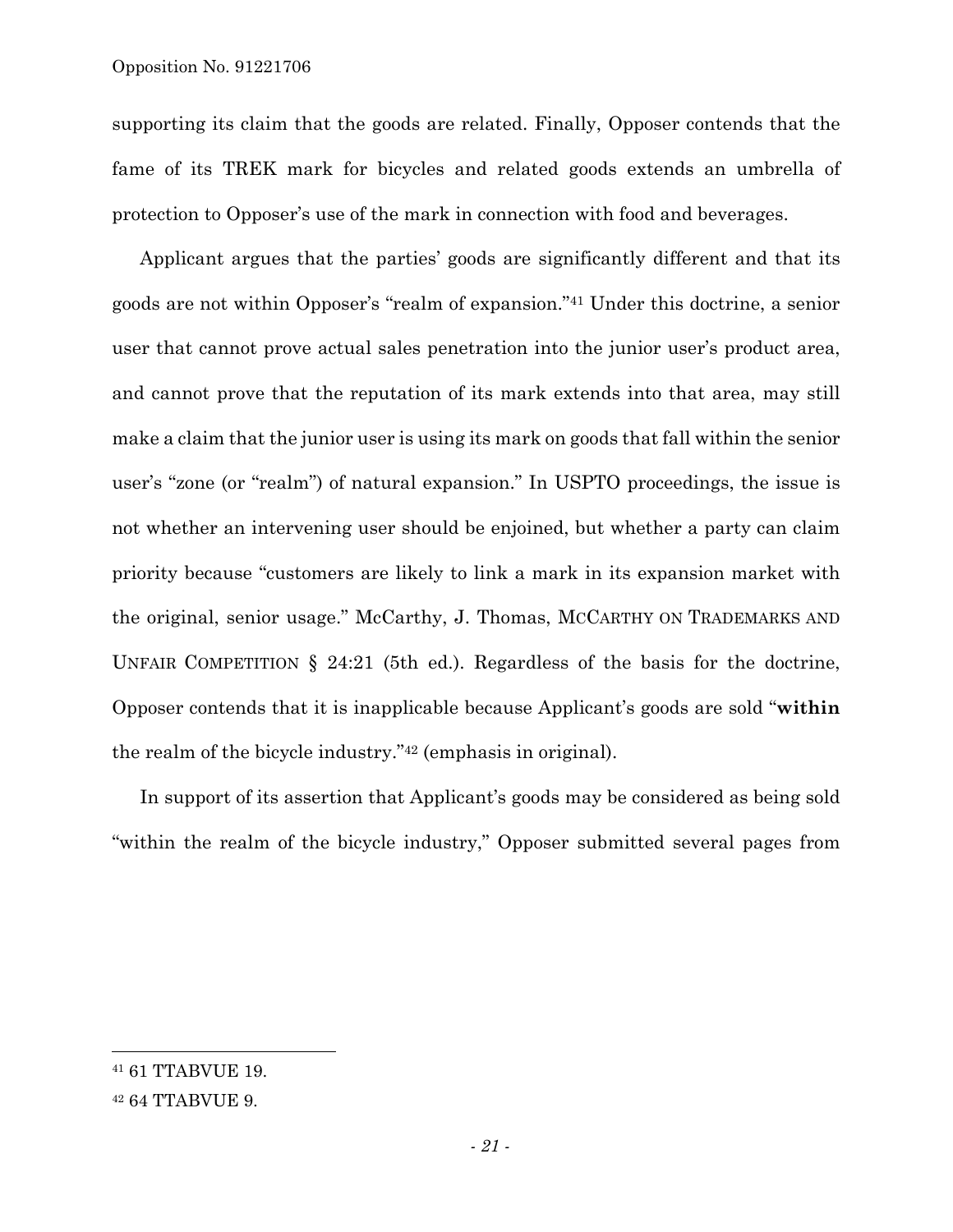supporting its claim that the goods are related. Finally, Opposer contends that the fame of its TREK mark for bicycles and related goods extends an umbrella of protection to Opposer's use of the mark in connection with food and beverages.

Applicant argues that the parties' goods are significantly different and that its goods are not within Opposer's "realm of expansion."[41] Under this doctrine, a senior user that cannot prove actual sales penetration into the junior user's product area, and cannot prove that the reputation of its mark extends into that area, may still make a claim that the junior user is using its mark on goods that fall within the senior user's "zone (or "realm") of natural expansion." In USPTO proceedings, the issue is not whether an intervening user should be enjoined, but whether a party can claim priority because "customers are likely to link a mark in its expansion market with the original, senior usage." McCarthy, J. Thomas, MCCARTHY ON TRADEMARKS AND UNFAIR COMPETITION § 24:21 (5th ed.). Regardless of the basis for the doctrine, Opposer contends that it is inapplicable because Applicant's goods are sold "**within** the realm of the bicycle industry."[42] (emphasis in original).

In support of its assertion that Applicant's goods may be considered as being sold "within the realm of the bicycle industry," Opposer submitted several pages from

---

[41] 61 TTABVUE 19.

[42] 64 TTABVUE 9.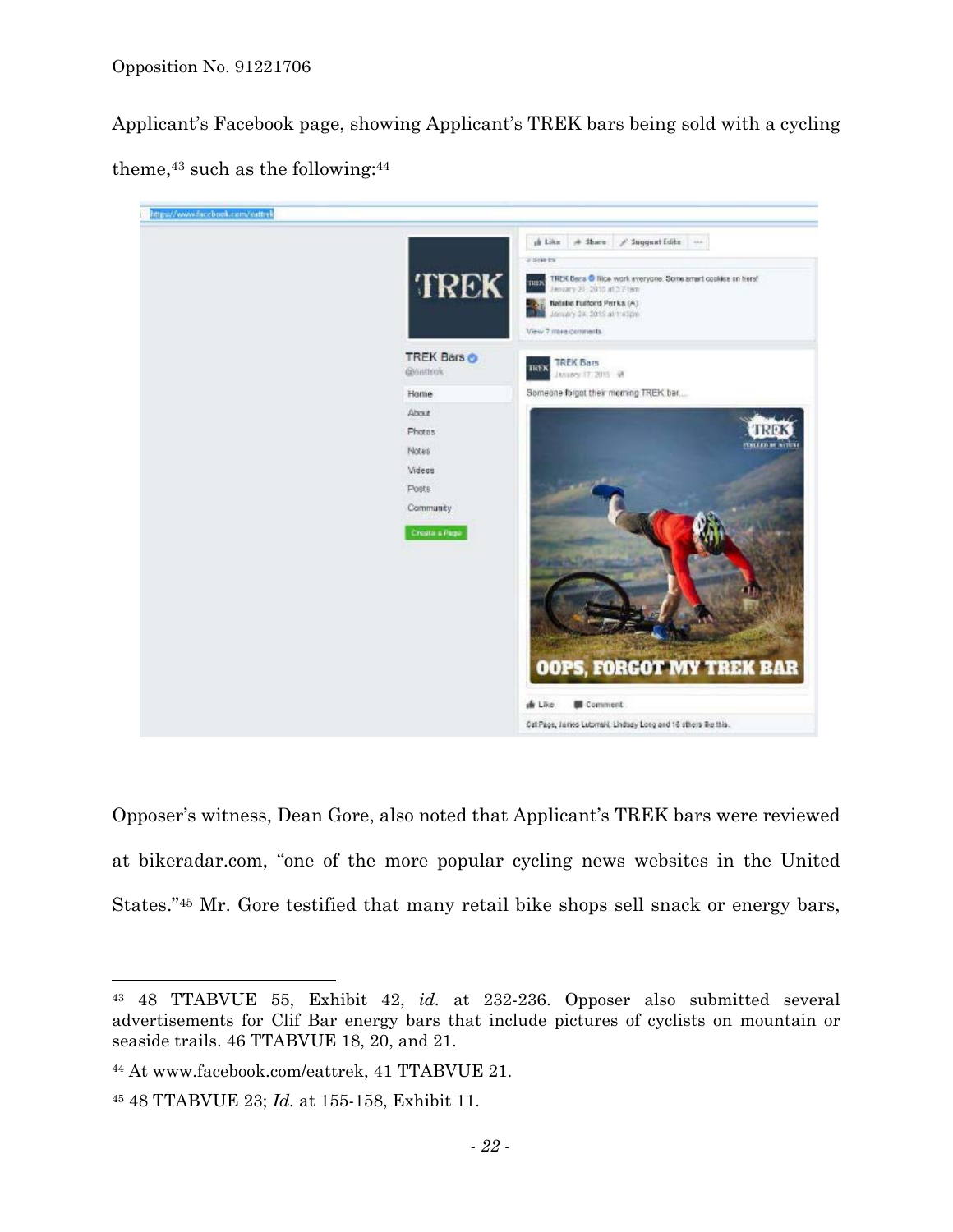Applicant's Facebook page, showing Applicant's TREK bars being sold with a cycling theme,[43] such as the following:[44]

Opposer's witness, Dean Gore, also noted that Applicant's TREK bars were reviewed at bikeradar.com, "one of the more popular cycling news websites in the United States."[45] Mr. Gore testified that many retail bike shops sell snack or energy bars,

---

[43] 48 TTABVUE 55, Exhibit 42, *id.* at 232-236. Opposer also submitted several advertisements for Clif Bar energy bars that include pictures of cyclists on mountain or seaside trails. 46 TTABVUE 18, 20, and 21.

[44] At www.facebook.com/eattrek, 41 TTABVUE 21.

[45] 48 TTABVUE 23; *Id.* at 155-158, Exhibit 11.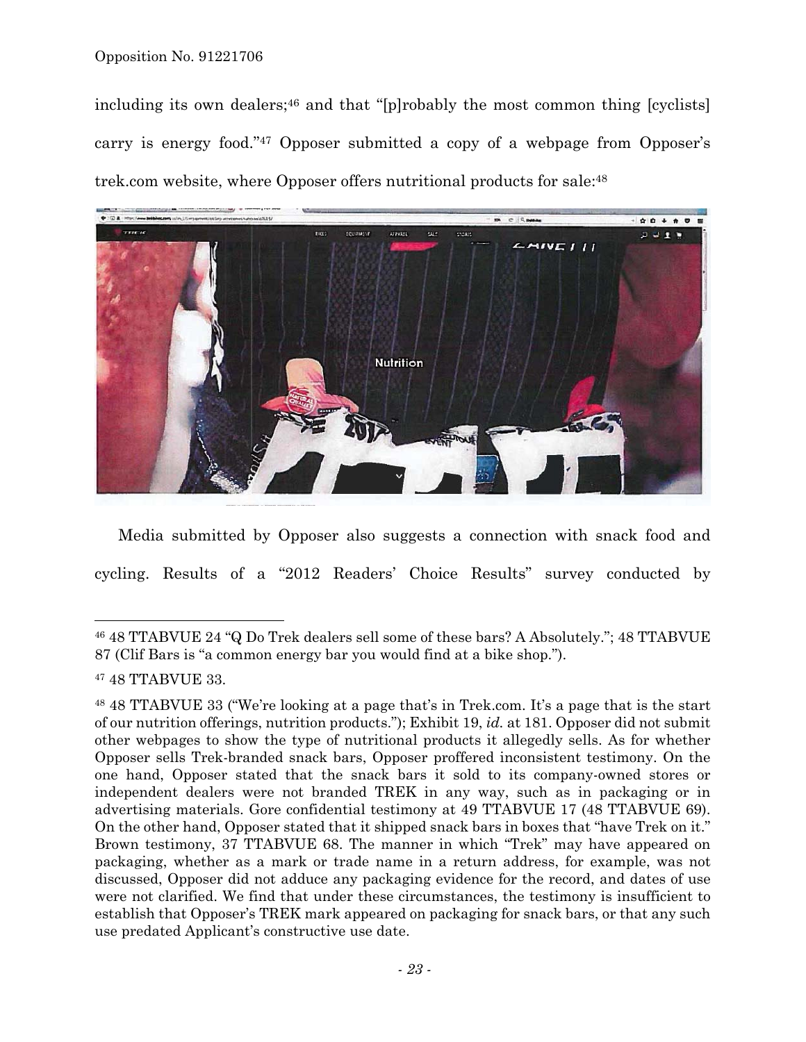including its own dealers;[46] and that "[p]robably the most common thing [cyclists] carry is energy food."[47] Opposer submitted a copy of a webpage from Opposer's trek.com website, where Opposer offers nutritional products for sale:[48]

Media submitted by Opposer also suggests a connection with snack food and cycling. Results of a "2012 Readers' Choice Results" survey conducted by

---

[46] 48 TTABVUE 24 "Q Do Trek dealers sell some of these bars? A Absolutely."; 48 TTABVUE 87 (Clif Bars is "a common energy bar you would find at a bike shop.").

[47] 48 TTABVUE 33.

[48] 48 TTABVUE 33 ("We're looking at a page that's in Trek.com. It's a page that is the start of our nutrition offerings, nutrition products."); Exhibit 19, *id.* at 181. Opposer did not submit other webpages to show the type of nutritional products it allegedly sells. As for whether Opposer sells Trek-branded snack bars, Opposer proffered inconsistent testimony. On the one hand, Opposer stated that the snack bars it sold to its company-owned stores or independent dealers were not branded TREK in any way, such as in packaging or in advertising materials. Gore confidential testimony at 49 TTABVUE 17 (48 TTABVUE 69). On the other hand, Opposer stated that it shipped snack bars in boxes that "have Trek on it." Brown testimony, 37 TTABVUE 68. The manner in which "Trek" may have appeared on packaging, whether as a mark or trade name in a return address, for example, was not discussed, Opposer did not adduce any packaging evidence for the record, and dates of use were not clarified. We find that under these circumstances, the testimony is insufficient to establish that Opposer's TREK mark appeared on packaging for snack bars, or that any such use predated Applicant's constructive use date.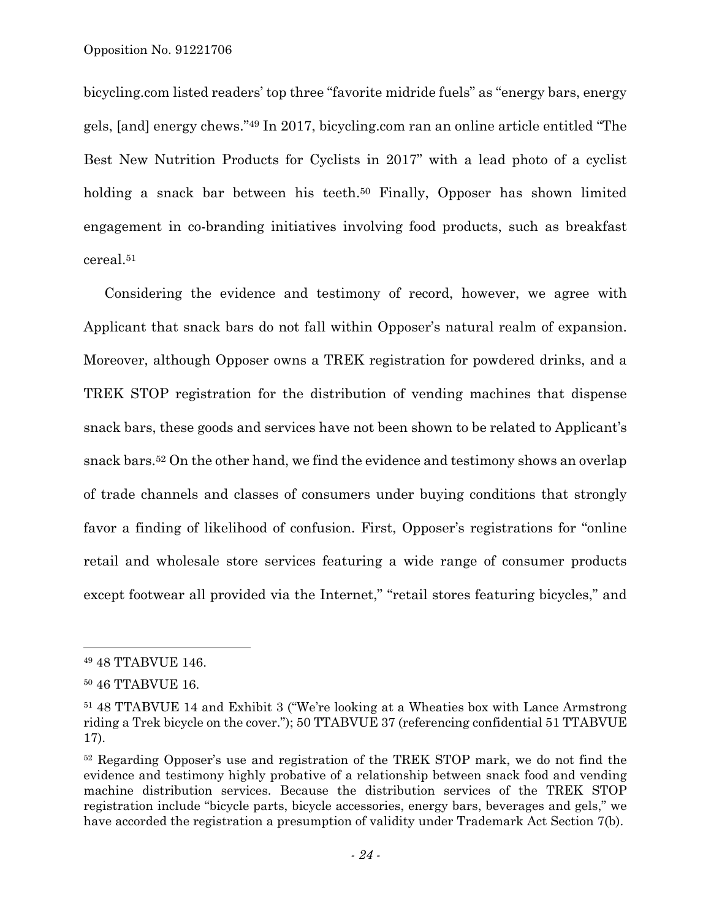bicycling.com listed readers' top three "favorite midride fuels" as "energy bars, energy gels, [and] energy chews."[49] In 2017, bicycling.com ran an online article entitled "The Best New Nutrition Products for Cyclists in 2017" with a lead photo of a cyclist holding a snack bar between his teeth.[50] Finally, Opposer has shown limited engagement in co-branding initiatives involving food products, such as breakfast cereal.[51]

Considering the evidence and testimony of record, however, we agree with Applicant that snack bars do not fall within Opposer's natural realm of expansion. Moreover, although Opposer owns a TREK registration for powdered drinks, and a TREK STOP registration for the distribution of vending machines that dispense snack bars, these goods and services have not been shown to be related to Applicant's snack bars.[52] On the other hand, we find the evidence and testimony shows an overlap of trade channels and classes of consumers under buying conditions that strongly favor a finding of likelihood of confusion. First, Opposer's registrations for "online retail and wholesale store services featuring a wide range of consumer products except footwear all provided via the Internet," "retail stores featuring bicycles," and

---

[49] 48 TTABVUE 146.

[50] 46 TTABVUE 16.

[51] 48 TTABVUE 14 and Exhibit 3 ("We're looking at a Wheaties box with Lance Armstrong riding a Trek bicycle on the cover."); 50 TTABVUE 37 (referencing confidential 51 TTABVUE 17).

[52] Regarding Opposer's use and registration of the TREK STOP mark, we do not find the evidence and testimony highly probative of a relationship between snack food and vending machine distribution services. Because the distribution services of the TREK STOP registration include "bicycle parts, bicycle accessories, energy bars, beverages and gels," we have accorded the registration a presumption of validity under Trademark Act Section 7(b).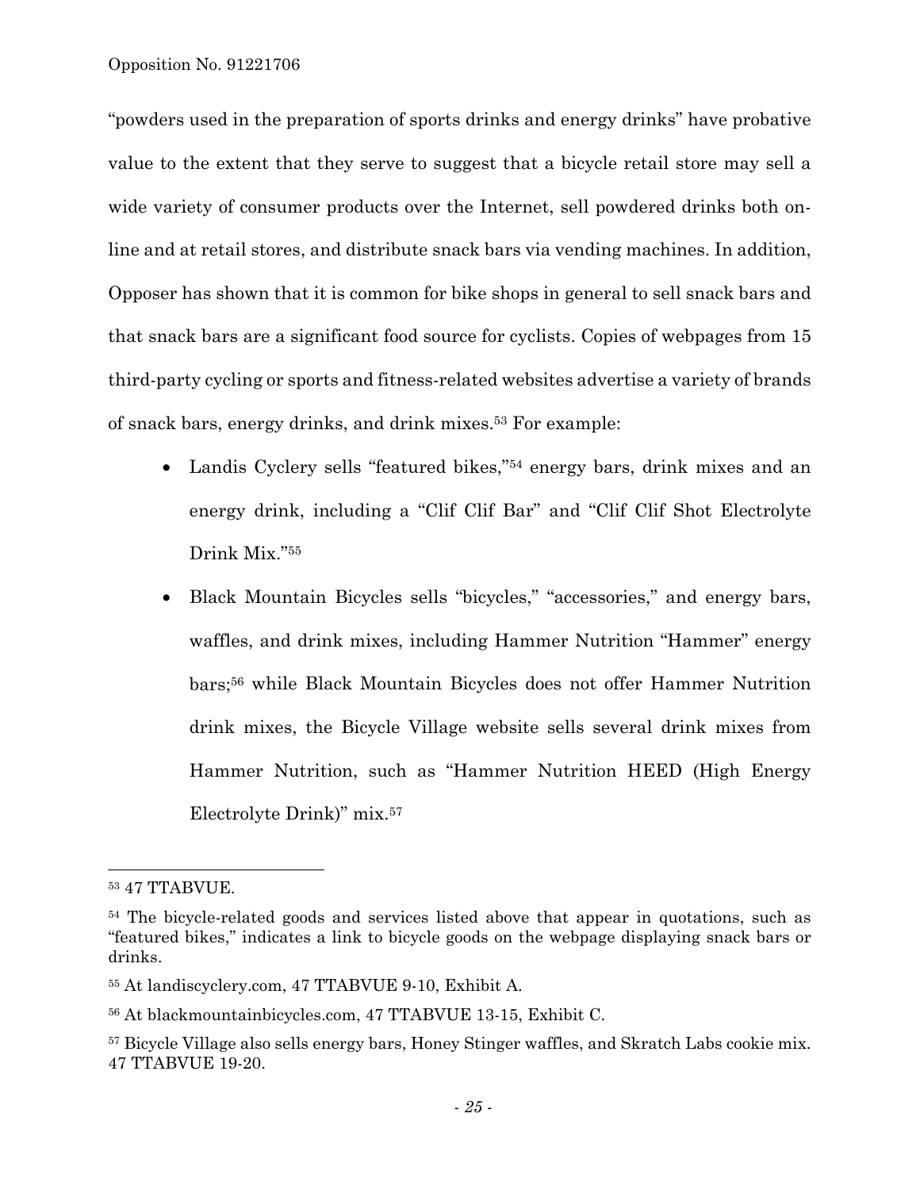"powders used in the preparation of sports drinks and energy drinks" have probative value to the extent that they serve to suggest that a bicycle retail store may sell a wide variety of consumer products over the Internet, sell powdered drinks both online and at retail stores, and distribute snack bars via vending machines. In addition, Opposer has shown that it is common for bike shops in general to sell snack bars and that snack bars are a significant food source for cyclists. Copies of webpages from 15 third-party cycling or sports and fitness-related websites advertise a variety of brands of snack bars, energy drinks, and drink mixes.[53] For example:

- Landis Cyclery sells "featured bikes,"[54] energy bars, drink mixes and an energy drink, including a "Clif Clif Bar" and "Clif Clif Shot Electrolyte Drink Mix."[55]
- Black Mountain Bicycles sells "bicycles," "accessories," and energy bars, waffles, and drink mixes, including Hammer Nutrition "Hammer" energy bars;[56] while Black Mountain Bicycles does not offer Hammer Nutrition drink mixes, the Bicycle Village website sells several drink mixes from Hammer Nutrition, such as "Hammer Nutrition HEED (High Energy Electrolyte Drink)" mix.[57]

---

[53] 47 TTABVUE.

[54] The bicycle-related goods and services listed above that appear in quotations, such as "featured bikes," indicates a link to bicycle goods on the webpage displaying snack bars or drinks.

[55] At landiscyclery.com, 47 TTABVUE 9-10, Exhibit A.

[56] At blackmountainbicycles.com, 47 TTABVUE 13-15, Exhibit C.

[57] Bicycle Village also sells energy bars, Honey Stinger waffles, and Skratch Labs cookie mix. 47 TTABVUE 19-20.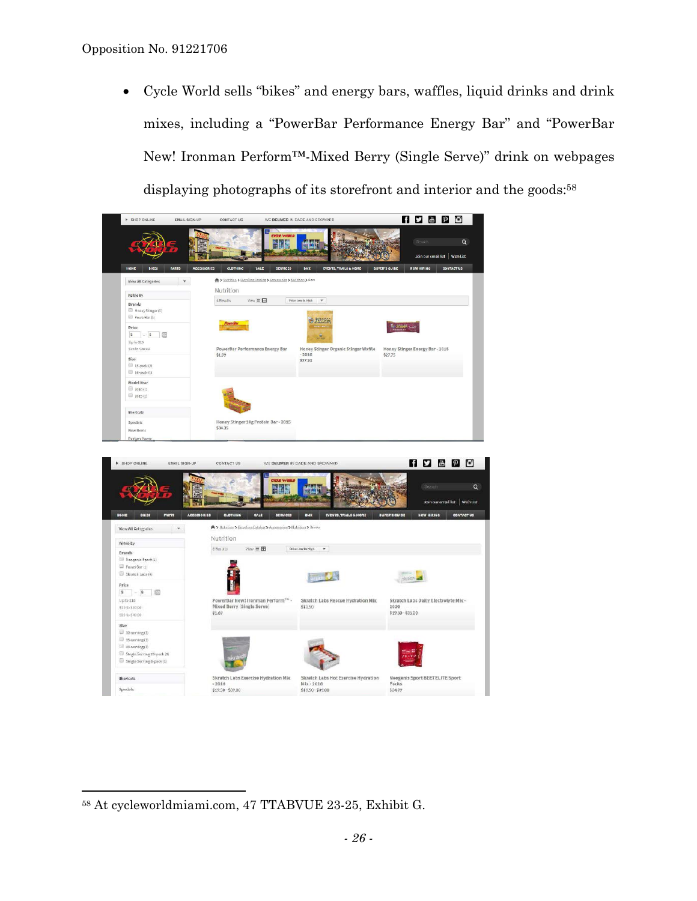- Cycle World sells "bikes" and energy bars, waffles, liquid drinks and drink mixes, including a "PowerBar Performance Energy Bar" and "PowerBar New! Ironman Perform™-Mixed Berry (Single Serve)" drink on webpages displaying photographs of its storefront and interior and the goods:[58]

[58] At cycleworldmiami.com, 47 TTABVUE 23-25, Exhibit G.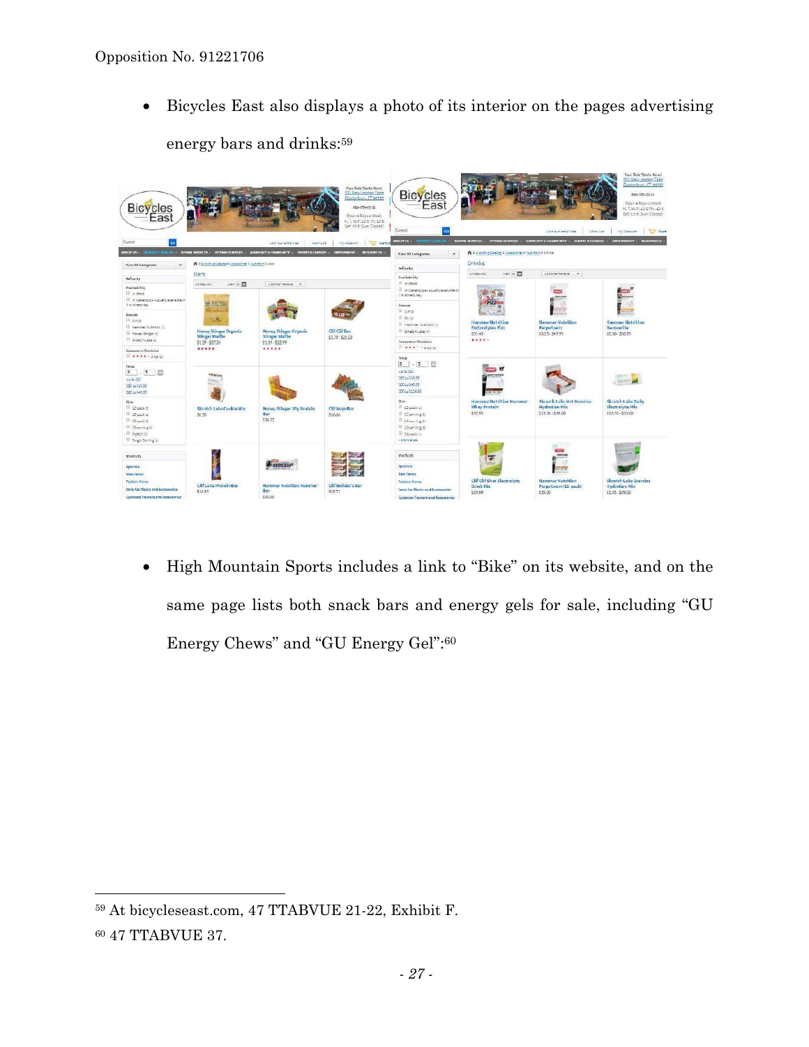- Bicycles East also displays a photo of its interior on the pages advertising energy bars and drinks:[59]

- High Mountain Sports includes a link to "Bike" on its website, and on the same page lists both snack bars and energy gels for sale, including "GU Energy Chews" and "GU Energy Gel":[60]

---

[59] At bicycleseast.com, 47 TTABVUE 21-22, Exhibit F.

[60] 47 TTABVUE 37.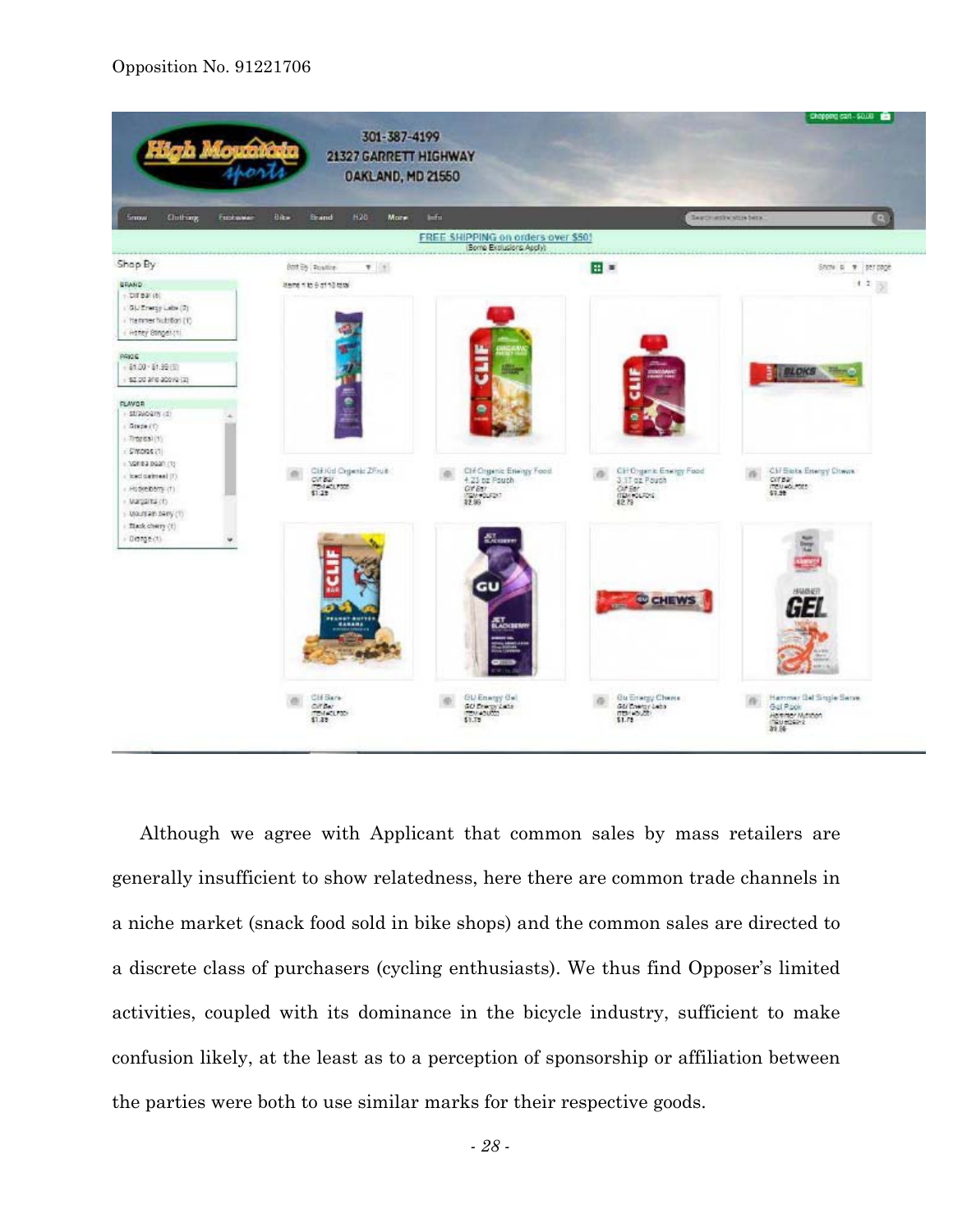Although we agree with Applicant that common sales by mass retailers are generally insufficient to show relatedness, here there are common trade channels in a niche market (snack food sold in bike shops) and the common sales are directed to a discrete class of purchasers (cycling enthusiasts). We thus find Opposer's limited activities, coupled with its dominance in the bicycle industry, sufficient to make confusion likely, at the least as to a perception of sponsorship or affiliation between the parties were both to use similar marks for their respective goods.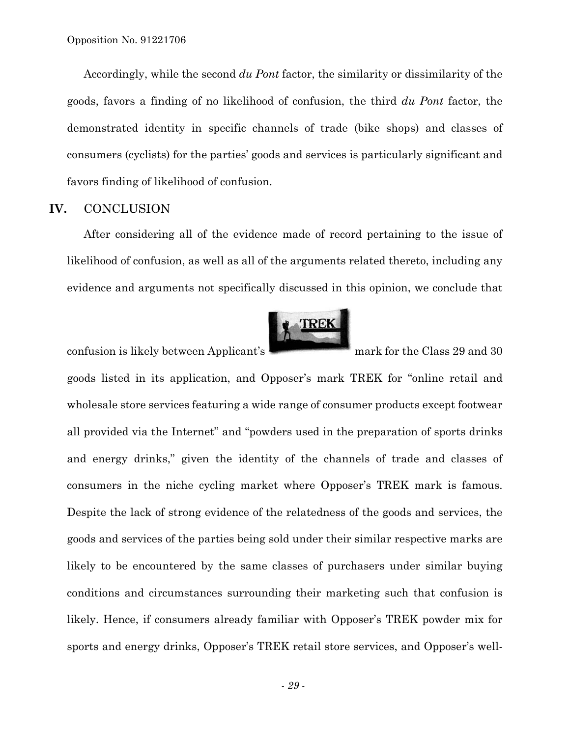Accordingly, while the second *du Pont* factor, the similarity or dissimilarity of the goods, favors a finding of no likelihood of confusion, the third *du Pont* factor, the demonstrated identity in specific channels of trade (bike shops) and classes of consumers (cyclists) for the parties' goods and services is particularly significant and favors finding of likelihood of confusion.

## IV. CONCLUSION

After considering all of the evidence made of record pertaining to the issue of likelihood of confusion, as well as all of the arguments related thereto, including any evidence and arguments not specifically discussed in this opinion, we conclude that confusion is likely between Applicant's TREK mark for the Class 29 and 30 goods listed in its application, and Opposer's mark TREK for "online retail and wholesale store services featuring a wide range of consumer products except footwear all provided via the Internet" and "powders used in the preparation of sports drinks and energy drinks," given the identity of the channels of trade and classes of consumers in the niche cycling market where Opposer's TREK mark is famous. Despite the lack of strong evidence of the relatedness of the goods and services, the goods and services of the parties being sold under their similar respective marks are likely to be encountered by the same classes of purchasers under similar buying conditions and circumstances surrounding their marketing such that confusion is likely. Hence, if consumers already familiar with Opposer's TREK powder mix for sports and energy drinks, Opposer's TREK retail store services, and Opposer's well-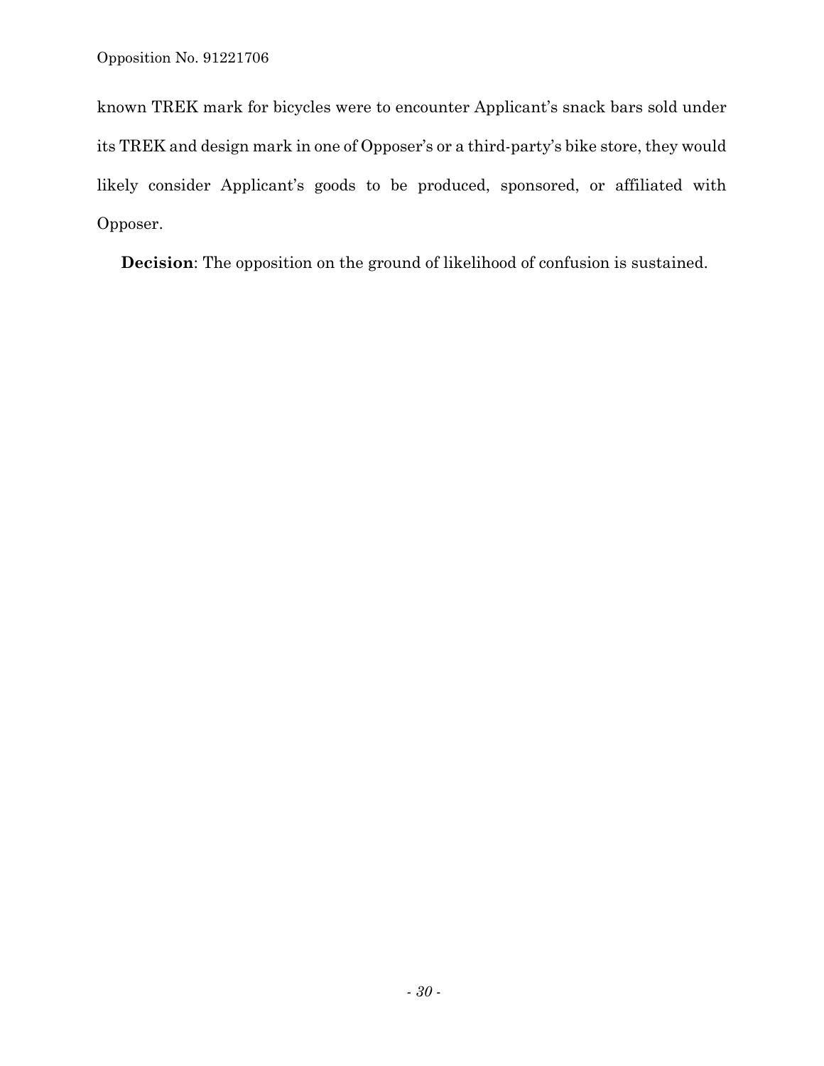known TREK mark for bicycles were to encounter Applicant's snack bars sold under its TREK and design mark in one of Opposer's or a third-party's bike store, they would likely consider Applicant's goods to be produced, sponsored, or affiliated with Opposer.

**Decision**: The opposition on the ground of likelihood of confusion is sustained.